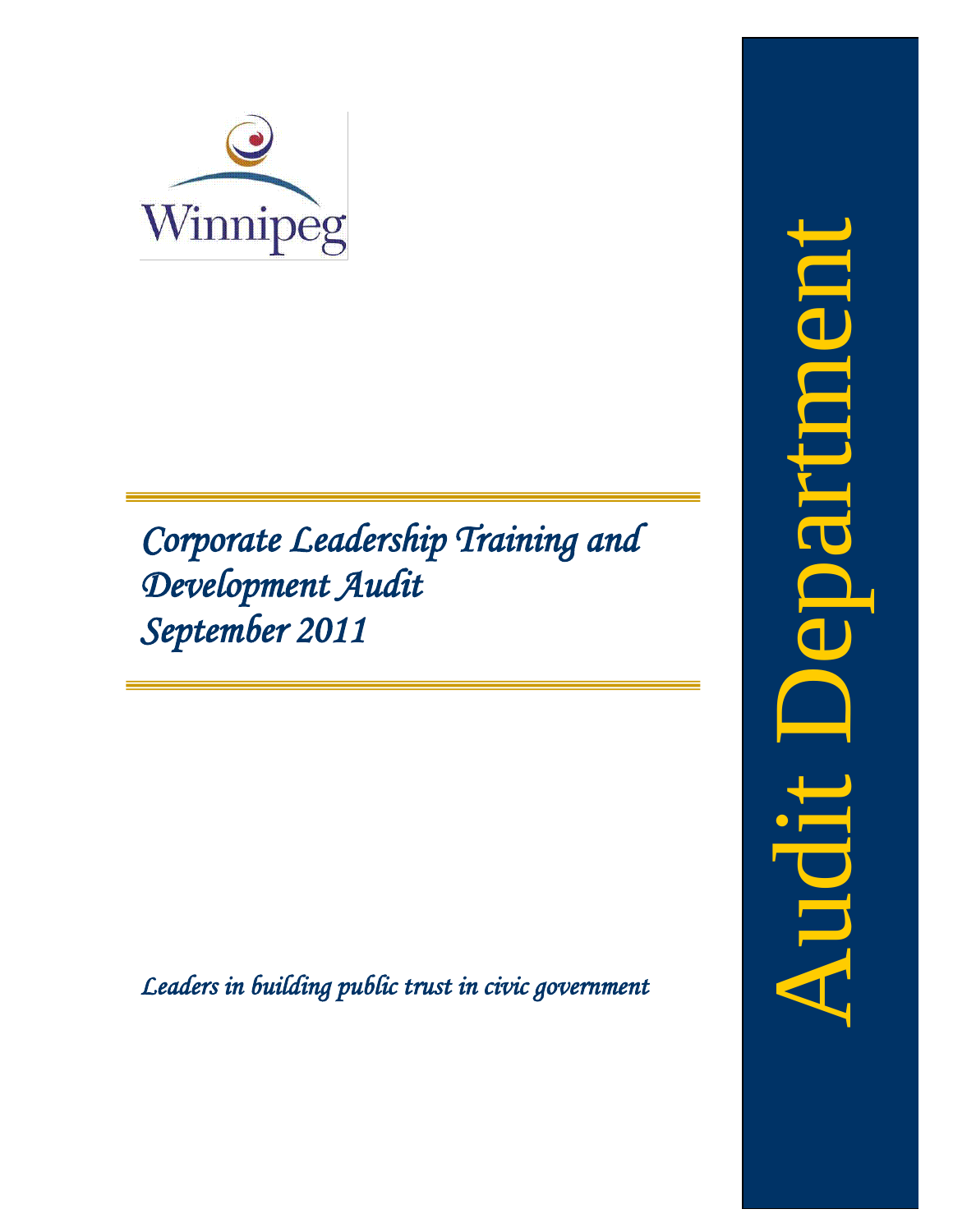Winnipeg

# *Corporate Leadership Training and Development Audit September 2011*

*Leaders in building public trust in civic government*

Audit Department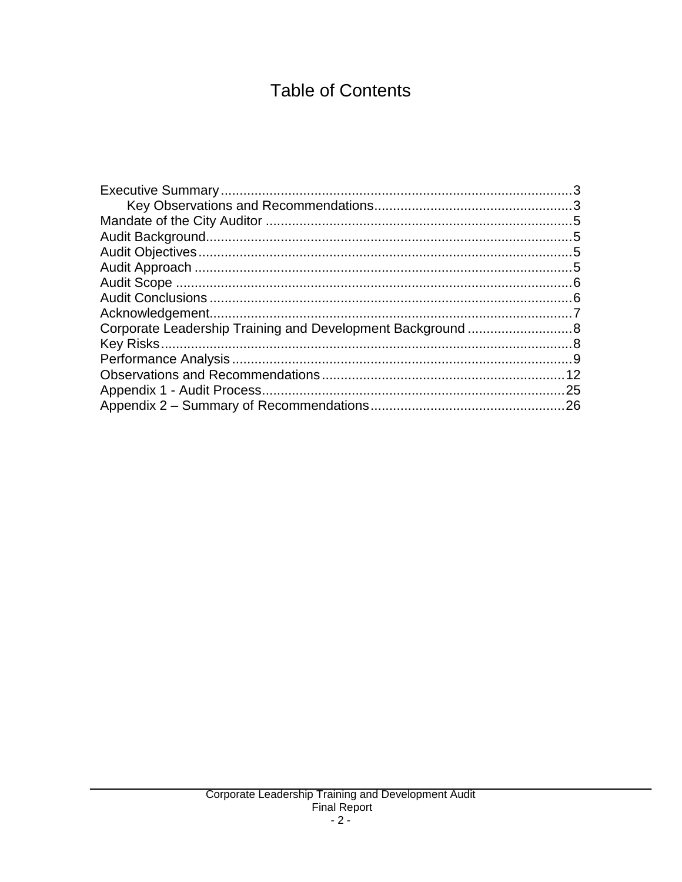# Table of Contents

| | |
|---|---|
| Executive Summary | 3 |
| Key Observations and Recommendations | 3 |
| Mandate of the City Auditor | 5 |
| Audit Background | 5 |
| Audit Objectives | 5 |
| Audit Approach | 5 |
| Audit Scope | 6 |
| Audit Conclusions | 6 |
| Acknowledgement | 7 |
| Corporate Leadership Training and Development Background | 8 |
| Key Risks | 8 |
| Performance Analysis | 9 |
| Observations and Recommendations | 12 |
| Appendix 1 - Audit Process | 25 |
| Appendix 2 – Summary of Recommendations | 26 |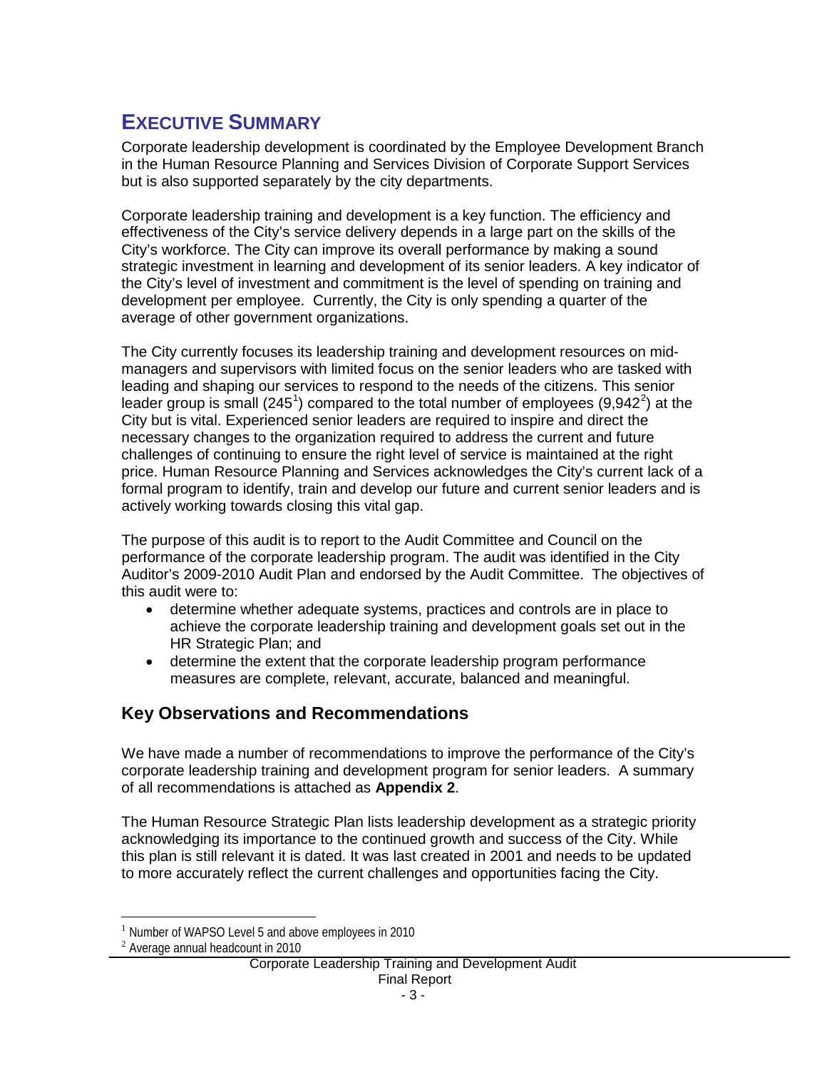# EXECUTIVE SUMMARY

Corporate leadership development is coordinated by the Employee Development Branch in the Human Resource Planning and Services Division of Corporate Support Services but is also supported separately by the city departments.

Corporate leadership training and development is a key function. The efficiency and effectiveness of the City's service delivery depends in a large part on the skills of the City's workforce. The City can improve its overall performance by making a sound strategic investment in learning and development of its senior leaders. A key indicator of the City's level of investment and commitment is the level of spending on training and development per employee. Currently, the City is only spending a quarter of the average of other government organizations.

The City currently focuses its leadership training and development resources on mid-managers and supervisors with limited focus on the senior leaders who are tasked with leading and shaping our services to respond to the needs of the citizens. This senior leader group is small (245[1]) compared to the total number of employees (9,942[2]) at the City but is vital. Experienced senior leaders are required to inspire and direct the necessary changes to the organization required to address the current and future challenges of continuing to ensure the right level of service is maintained at the right price. Human Resource Planning and Services acknowledges the City's current lack of a formal program to identify, train and develop our future and current senior leaders and is actively working towards closing this vital gap.

The purpose of this audit is to report to the Audit Committee and Council on the performance of the corporate leadership program. The audit was identified in the City Auditor's 2009-2010 Audit Plan and endorsed by the Audit Committee. The objectives of this audit were to:

- determine whether adequate systems, practices and controls are in place to achieve the corporate leadership training and development goals set out in the HR Strategic Plan; and
- determine the extent that the corporate leadership program performance measures are complete, relevant, accurate, balanced and meaningful.

## Key Observations and Recommendations

We have made a number of recommendations to improve the performance of the City's corporate leadership training and development program for senior leaders. A summary of all recommendations is attached as **Appendix 2**.

The Human Resource Strategic Plan lists leadership development as a strategic priority acknowledging its importance to the continued growth and success of the City. While this plan is still relevant it is dated. It was last created in 2001 and needs to be updated to more accurately reflect the current challenges and opportunities facing the City.

---

[1] Number of WAPSO Level 5 and above employees in 2010

[2] Average annual headcount in 2010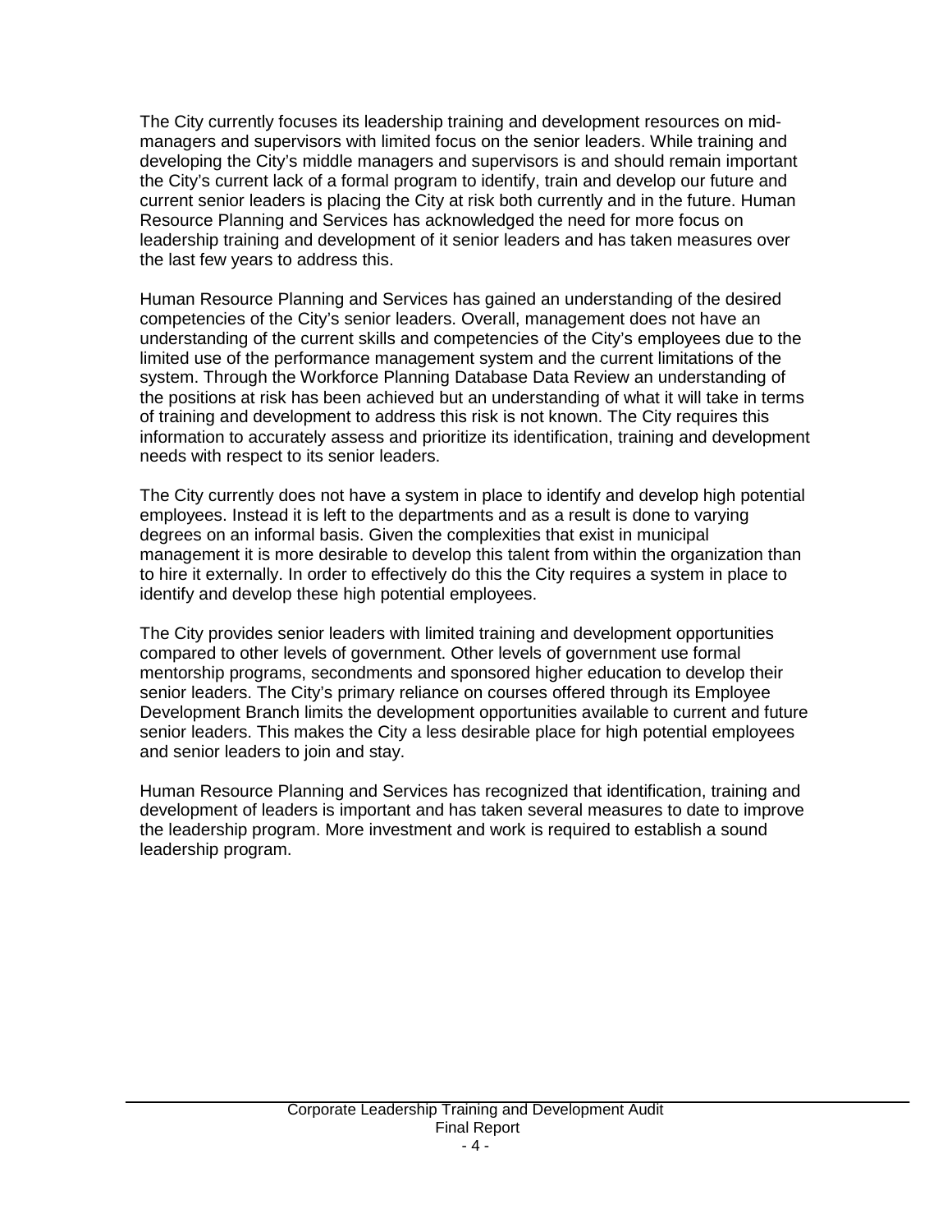The City currently focuses its leadership training and development resources on mid-managers and supervisors with limited focus on the senior leaders. While training and developing the City's middle managers and supervisors is and should remain important the City's current lack of a formal program to identify, train and develop our future and current senior leaders is placing the City at risk both currently and in the future. Human Resource Planning and Services has acknowledged the need for more focus on leadership training and development of it senior leaders and has taken measures over the last few years to address this.

Human Resource Planning and Services has gained an understanding of the desired competencies of the City's senior leaders. Overall, management does not have an understanding of the current skills and competencies of the City's employees due to the limited use of the performance management system and the current limitations of the system. Through the Workforce Planning Database Data Review an understanding of the positions at risk has been achieved but an understanding of what it will take in terms of training and development to address this risk is not known. The City requires this information to accurately assess and prioritize its identification, training and development needs with respect to its senior leaders.

The City currently does not have a system in place to identify and develop high potential employees. Instead it is left to the departments and as a result is done to varying degrees on an informal basis. Given the complexities that exist in municipal management it is more desirable to develop this talent from within the organization than to hire it externally. In order to effectively do this the City requires a system in place to identify and develop these high potential employees.

The City provides senior leaders with limited training and development opportunities compared to other levels of government. Other levels of government use formal mentorship programs, secondments and sponsored higher education to develop their senior leaders. The City's primary reliance on courses offered through its Employee Development Branch limits the development opportunities available to current and future senior leaders. This makes the City a less desirable place for high potential employees and senior leaders to join and stay.

Human Resource Planning and Services has recognized that identification, training and development of leaders is important and has taken several measures to date to improve the leadership program. More investment and work is required to establish a sound leadership program.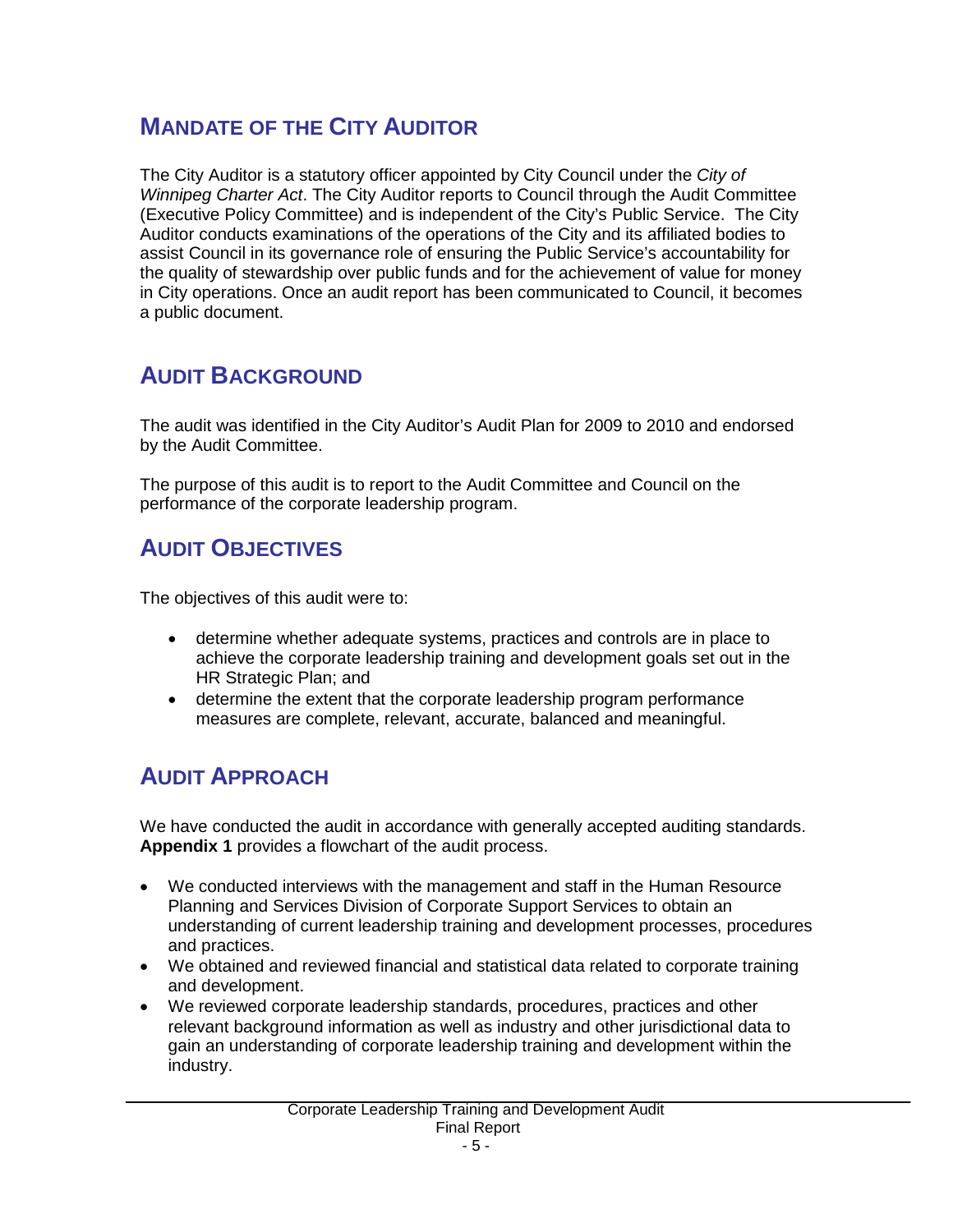## MANDATE OF THE CITY AUDITOR

The City Auditor is a statutory officer appointed by City Council under the *City of Winnipeg Charter Act*. The City Auditor reports to Council through the Audit Committee (Executive Policy Committee) and is independent of the City's Public Service. The City Auditor conducts examinations of the operations of the City and its affiliated bodies to assist Council in its governance role of ensuring the Public Service's accountability for the quality of stewardship over public funds and for the achievement of value for money in City operations. Once an audit report has been communicated to Council, it becomes a public document.

## AUDIT BACKGROUND

The audit was identified in the City Auditor's Audit Plan for 2009 to 2010 and endorsed by the Audit Committee.

The purpose of this audit is to report to the Audit Committee and Council on the performance of the corporate leadership program.

## AUDIT OBJECTIVES

The objectives of this audit were to:

- determine whether adequate systems, practices and controls are in place to achieve the corporate leadership training and development goals set out in the HR Strategic Plan; and
- determine the extent that the corporate leadership program performance measures are complete, relevant, accurate, balanced and meaningful.

## AUDIT APPROACH

We have conducted the audit in accordance with generally accepted auditing standards. **Appendix 1** provides a flowchart of the audit process.

- We conducted interviews with the management and staff in the Human Resource Planning and Services Division of Corporate Support Services to obtain an understanding of current leadership training and development processes, procedures and practices.
- We obtained and reviewed financial and statistical data related to corporate training and development.
- We reviewed corporate leadership standards, procedures, practices and other relevant background information as well as industry and other jurisdictional data to gain an understanding of corporate leadership training and development within the industry.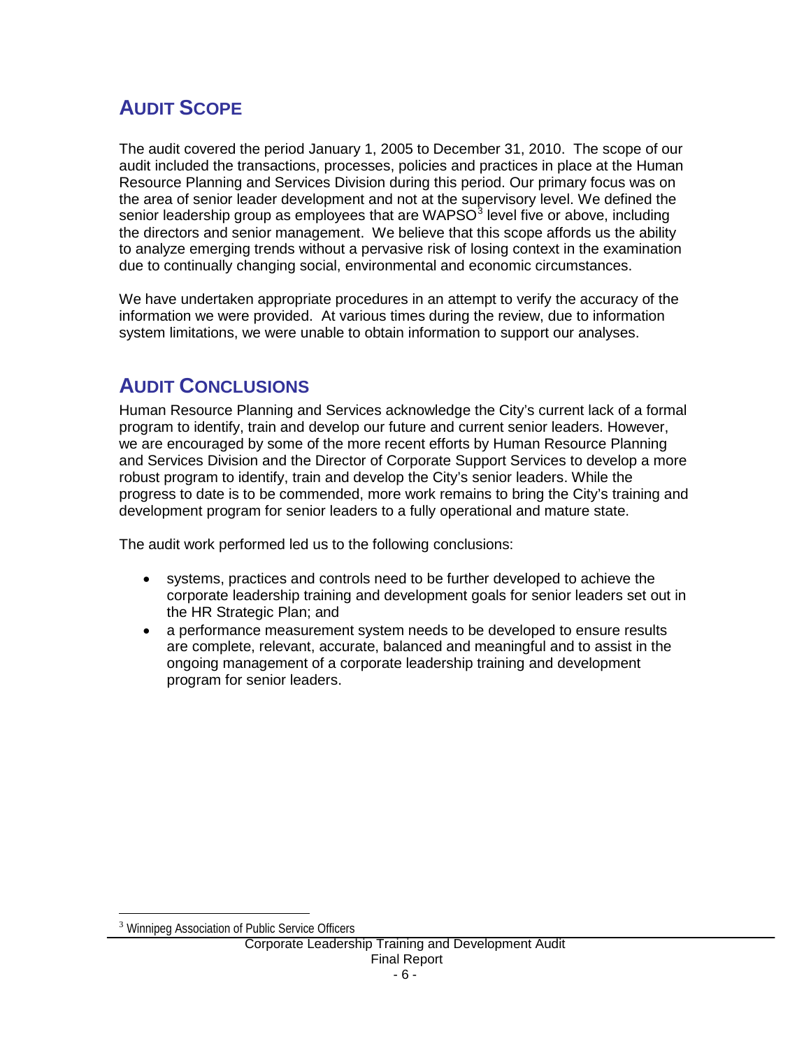## AUDIT SCOPE

The audit covered the period January 1, 2005 to December 31, 2010. The scope of our audit included the transactions, processes, policies and practices in place at the Human Resource Planning and Services Division during this period. Our primary focus was on the area of senior leader development and not at the supervisory level. We defined the senior leadership group as employees that are WAPSO[3] level five or above, including the directors and senior management. We believe that this scope affords us the ability to analyze emerging trends without a pervasive risk of losing context in the examination due to continually changing social, environmental and economic circumstances.

We have undertaken appropriate procedures in an attempt to verify the accuracy of the information we were provided. At various times during the review, due to information system limitations, we were unable to obtain information to support our analyses.

## AUDIT CONCLUSIONS

Human Resource Planning and Services acknowledge the City's current lack of a formal program to identify, train and develop our future and current senior leaders. However, we are encouraged by some of the more recent efforts by Human Resource Planning and Services Division and the Director of Corporate Support Services to develop a more robust program to identify, train and develop the City's senior leaders. While the progress to date is to be commended, more work remains to bring the City's training and development program for senior leaders to a fully operational and mature state.

The audit work performed led us to the following conclusions:

- systems, practices and controls need to be further developed to achieve the corporate leadership training and development goals for senior leaders set out in the HR Strategic Plan; and
- a performance measurement system needs to be developed to ensure results are complete, relevant, accurate, balanced and meaningful and to assist in the ongoing management of a corporate leadership training and development program for senior leaders.

[3] Winnipeg Association of Public Service Officers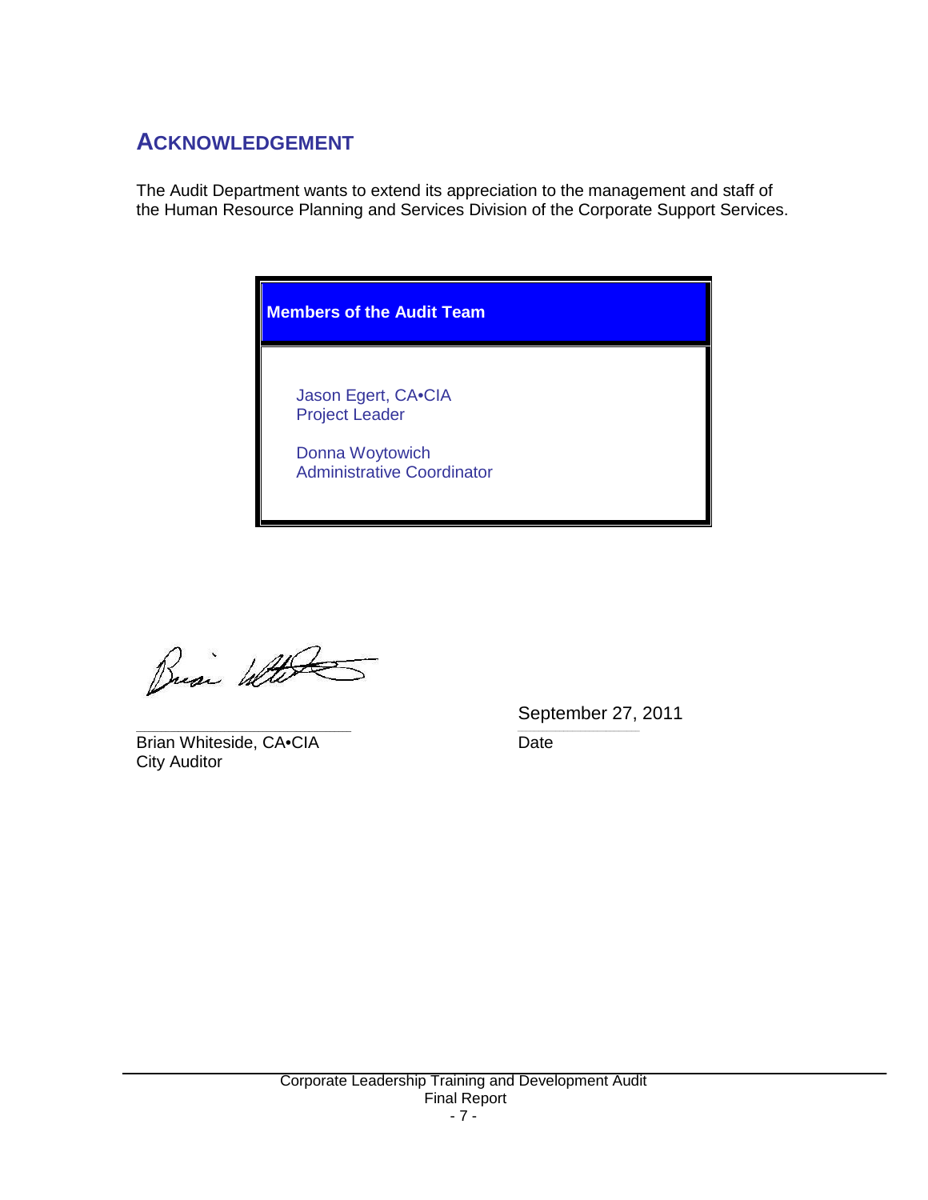## ACKNOWLEDGEMENT

The Audit Department wants to extend its appreciation to the management and staff of the Human Resource Planning and Services Division of the Corporate Support Services.

| Members of the Audit Team |
|---|
| Jason Egert, CA•CIA<br>Project Leader<br><br>Donna Woytowich<br>Administrative Coordinator |

Brian Whiteside, CA•CIA
City Auditor

September 27, 2011
Date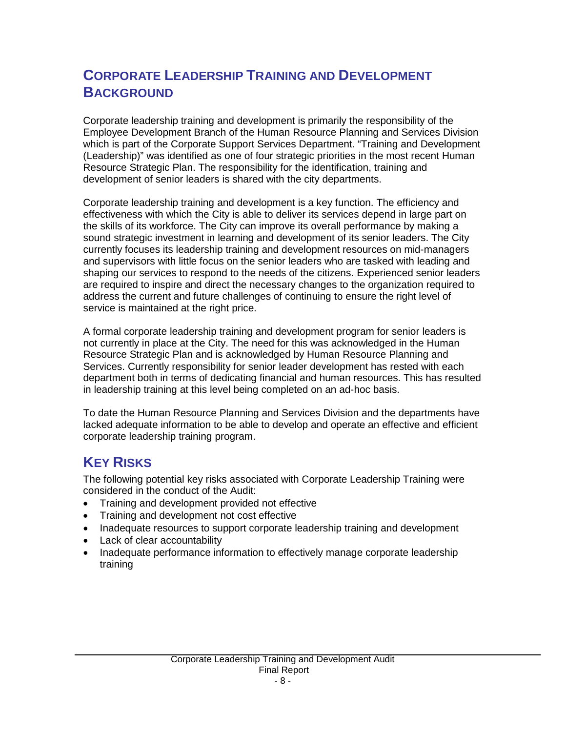## CORPORATE LEADERSHIP TRAINING AND DEVELOPMENT BACKGROUND

Corporate leadership training and development is primarily the responsibility of the Employee Development Branch of the Human Resource Planning and Services Division which is part of the Corporate Support Services Department. "Training and Development (Leadership)" was identified as one of four strategic priorities in the most recent Human Resource Strategic Plan. The responsibility for the identification, training and development of senior leaders is shared with the city departments.

Corporate leadership training and development is a key function. The efficiency and effectiveness with which the City is able to deliver its services depend in large part on the skills of its workforce. The City can improve its overall performance by making a sound strategic investment in learning and development of its senior leaders. The City currently focuses its leadership training and development resources on mid-managers and supervisors with little focus on the senior leaders who are tasked with leading and shaping our services to respond to the needs of the citizens. Experienced senior leaders are required to inspire and direct the necessary changes to the organization required to address the current and future challenges of continuing to ensure the right level of service is maintained at the right price.

A formal corporate leadership training and development program for senior leaders is not currently in place at the City. The need for this was acknowledged in the Human Resource Strategic Plan and is acknowledged by Human Resource Planning and Services. Currently responsibility for senior leader development has rested with each department both in terms of dedicating financial and human resources. This has resulted in leadership training at this level being completed on an ad-hoc basis.

To date the Human Resource Planning and Services Division and the departments have lacked adequate information to be able to develop and operate an effective and efficient corporate leadership training program.

## KEY RISKS

The following potential key risks associated with Corporate Leadership Training were considered in the conduct of the Audit:

- Training and development provided not effective
- Training and development not cost effective
- Inadequate resources to support corporate leadership training and development
- Lack of clear accountability
- Inadequate performance information to effectively manage corporate leadership training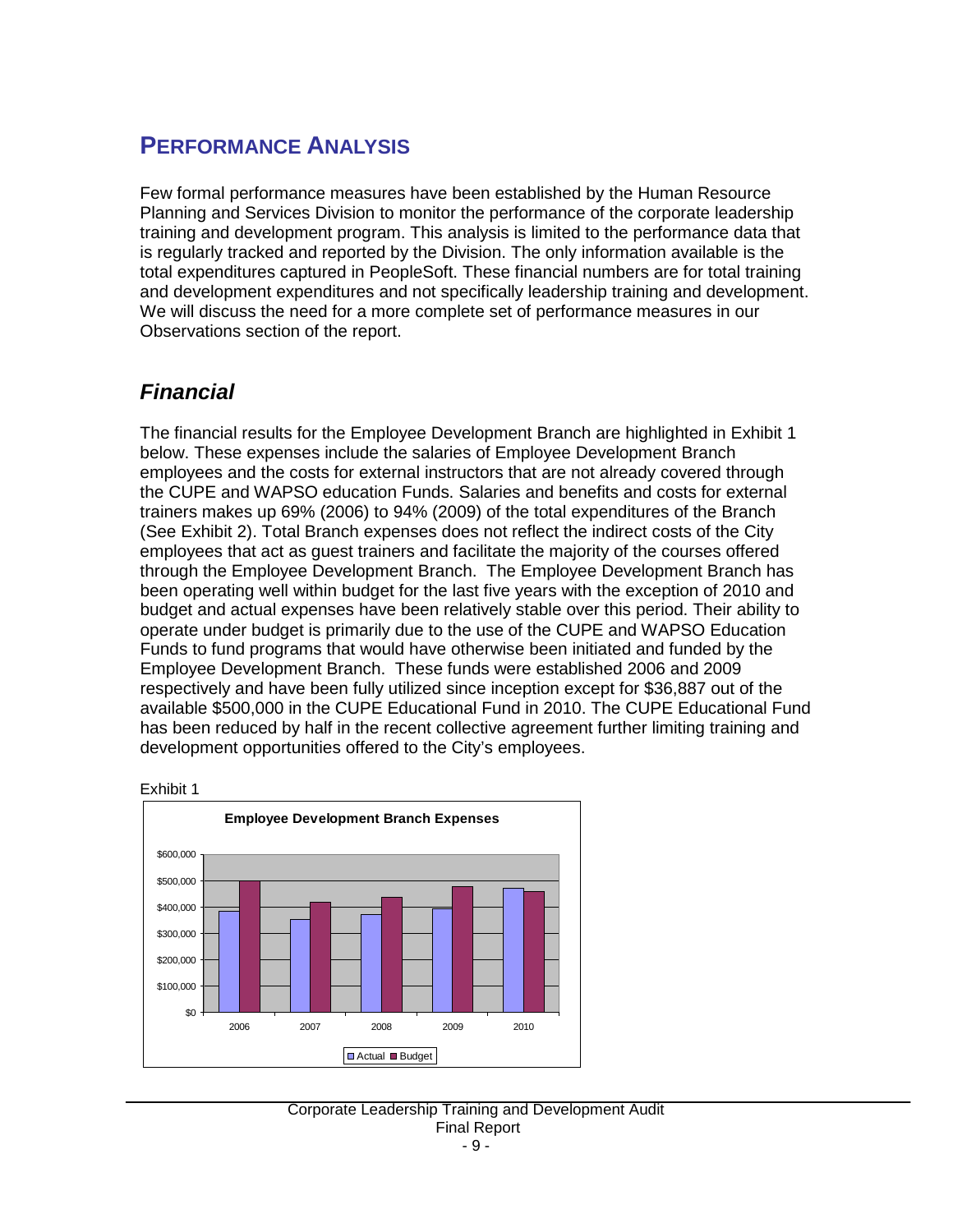## PERFORMANCE ANALYSIS

Few formal performance measures have been established by the Human Resource Planning and Services Division to monitor the performance of the corporate leadership training and development program. This analysis is limited to the performance data that is regularly tracked and reported by the Division. The only information available is the total expenditures captured in PeopleSoft. These financial numbers are for total training and development expenditures and not specifically leadership training and development. We will discuss the need for a more complete set of performance measures in our Observations section of the report.

### *Financial*

The financial results for the Employee Development Branch are highlighted in Exhibit 1 below. These expenses include the salaries of Employee Development Branch employees and the costs for external instructors that are not already covered through the CUPE and WAPSO education Funds. Salaries and benefits and costs for external trainers makes up 69% (2006) to 94% (2009) of the total expenditures of the Branch (See Exhibit 2). Total Branch expenses does not reflect the indirect costs of the City employees that act as guest trainers and facilitate the majority of the courses offered through the Employee Development Branch. The Employee Development Branch has been operating well within budget for the last five years with the exception of 2010 and budget and actual expenses have been relatively stable over this period. Their ability to operate under budget is primarily due to the use of the CUPE and WAPSO Education Funds to fund programs that would have otherwise been initiated and funded by the Employee Development Branch. These funds were established 2006 and 2009 respectively and have been fully utilized since inception except for $36,887 out of the available $500,000 in the CUPE Educational Fund in 2010. The CUPE Educational Fund has been reduced by half in the recent collective agreement further limiting training and development opportunities offered to the City's employees.

Exhibit 1

**Employee Development Branch Expenses**

(Bar chart comparing Actual and Budget expenses for 2006–2010; y-axis from $0 to $600,000 in $100,000 increments. Legend: Actual, Budget.)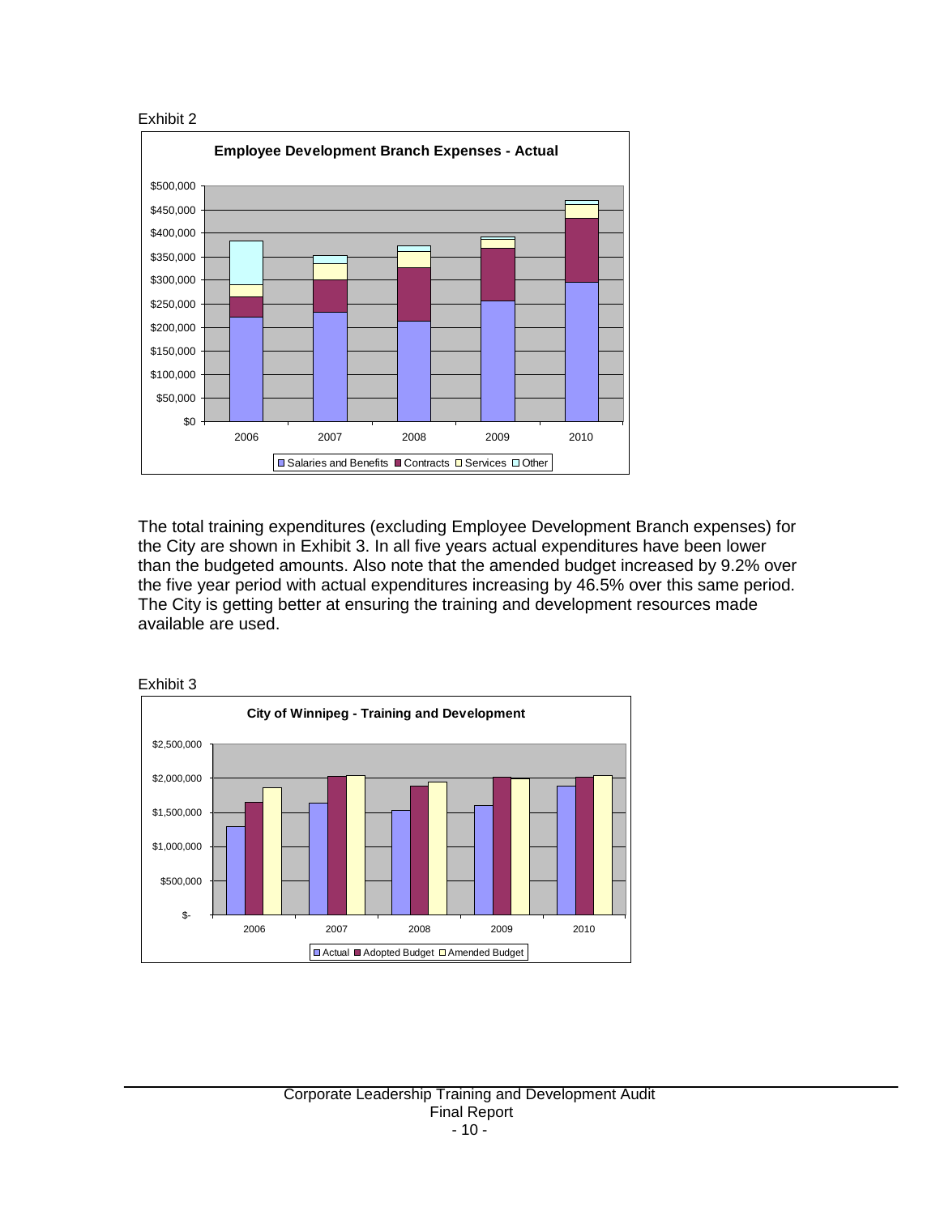Exhibit 2

**Employee Development Branch Expenses - Actual**

The total training expenditures (excluding Employee Development Branch expenses) for the City are shown in Exhibit 3. In all five years actual expenditures have been lower than the budgeted amounts. Also note that the amended budget increased by 9.2% over the five year period with actual expenditures increasing by 46.5% over this same period. The City is getting better at ensuring the training and development resources made available are used.

Exhibit 3

**City of Winnipeg - Training and Development**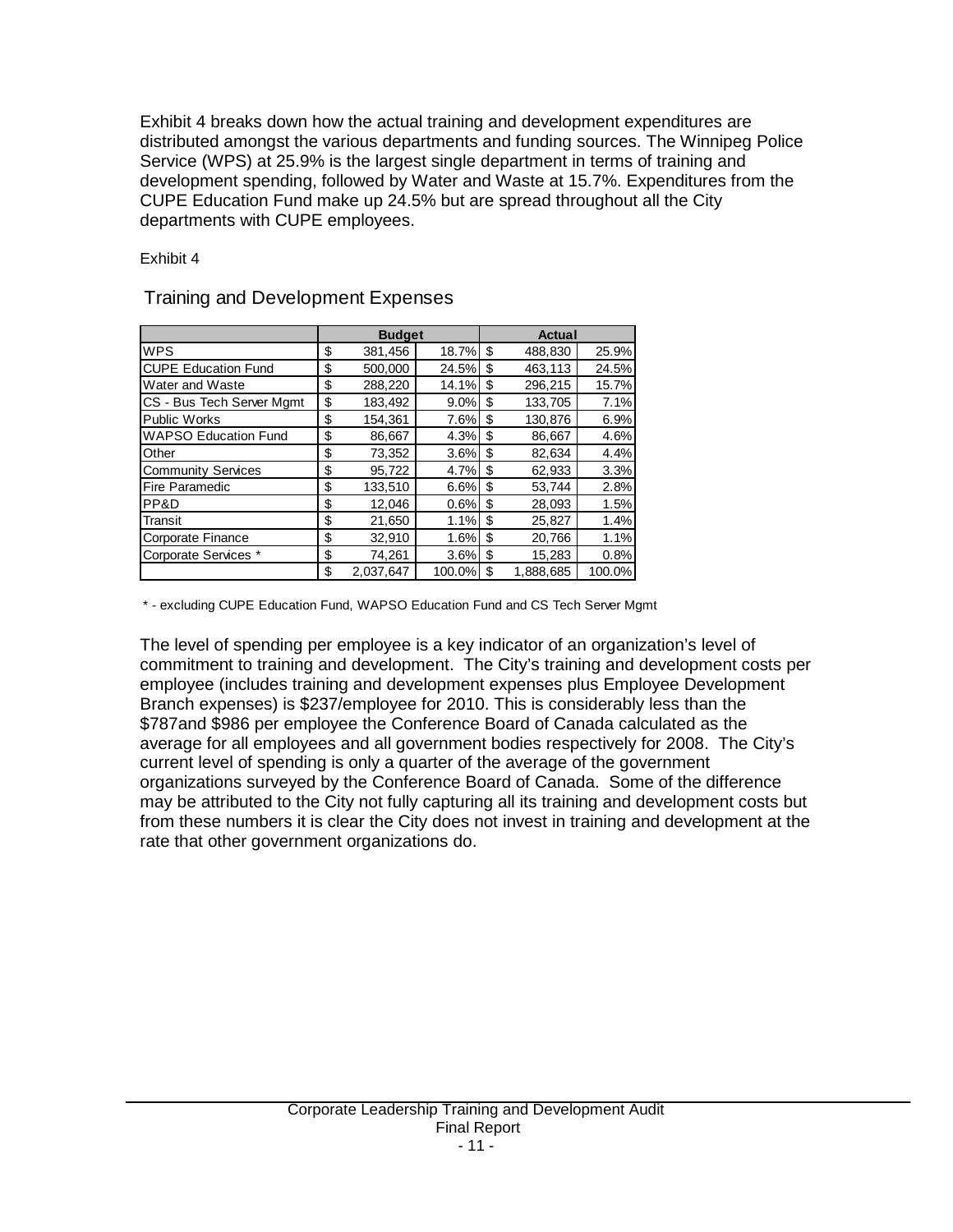Exhibit 4 breaks down how the actual training and development expenditures are distributed amongst the various departments and funding sources. The Winnipeg Police Service (WPS) at 25.9% is the largest single department in terms of training and development spending, followed by Water and Waste at 15.7%. Expenditures from the CUPE Education Fund make up 24.5% but are spread throughout all the City departments with CUPE employees.

Exhibit 4

Training and Development Expenses

| | Budget | | Actual | |
|---|---|---|---|---|
| WPS | $ 381,456 | 18.7% | $ 488,830 | 25.9% |
| CUPE Education Fund | $ 500,000 | 24.5% | $ 463,113 | 24.5% |
| Water and Waste | $ 288,220 | 14.1% | $ 296,215 | 15.7% |
| CS - Bus Tech Server Mgmt | $ 183,492 | 9.0% | $ 133,705 | 7.1% |
| Public Works | $ 154,361 | 7.6% | $ 130,876 | 6.9% |
| WAPSO Education Fund | $ 86,667 | 4.3% | $ 86,667 | 4.6% |
| Other | $ 73,352 | 3.6% | $ 82,634 | 4.4% |
| Community Services | $ 95,722 | 4.7% | $ 62,933 | 3.3% |
| Fire Paramedic | $ 133,510 | 6.6% | $ 53,744 | 2.8% |
| PP&D | $ 12,046 | 0.6% | $ 28,093 | 1.5% |
| Transit | $ 21,650 | 1.1% | $ 25,827 | 1.4% |
| Corporate Finance | $ 32,910 | 1.6% | $ 20,766 | 1.1% |
| Corporate Services * | $ 74,261 | 3.6% | $ 15,283 | 0.8% |
| | $ 2,037,647 | 100.0% | $ 1,888,685 | 100.0% |

* - excluding CUPE Education Fund, WAPSO Education Fund and CS Tech Server Mgmt

The level of spending per employee is a key indicator of an organization's level of commitment to training and development. The City's training and development costs per employee (includes training and development expenses plus Employee Development Branch expenses) is $237/employee for 2010. This is considerably less than the $787and $986 per employee the Conference Board of Canada calculated as the average for all employees and all government bodies respectively for 2008. The City's current level of spending is only a quarter of the average of the government organizations surveyed by the Conference Board of Canada. Some of the difference may be attributed to the City not fully capturing all its training and development costs but from these numbers it is clear the City does not invest in training and development at the rate that other government organizations do.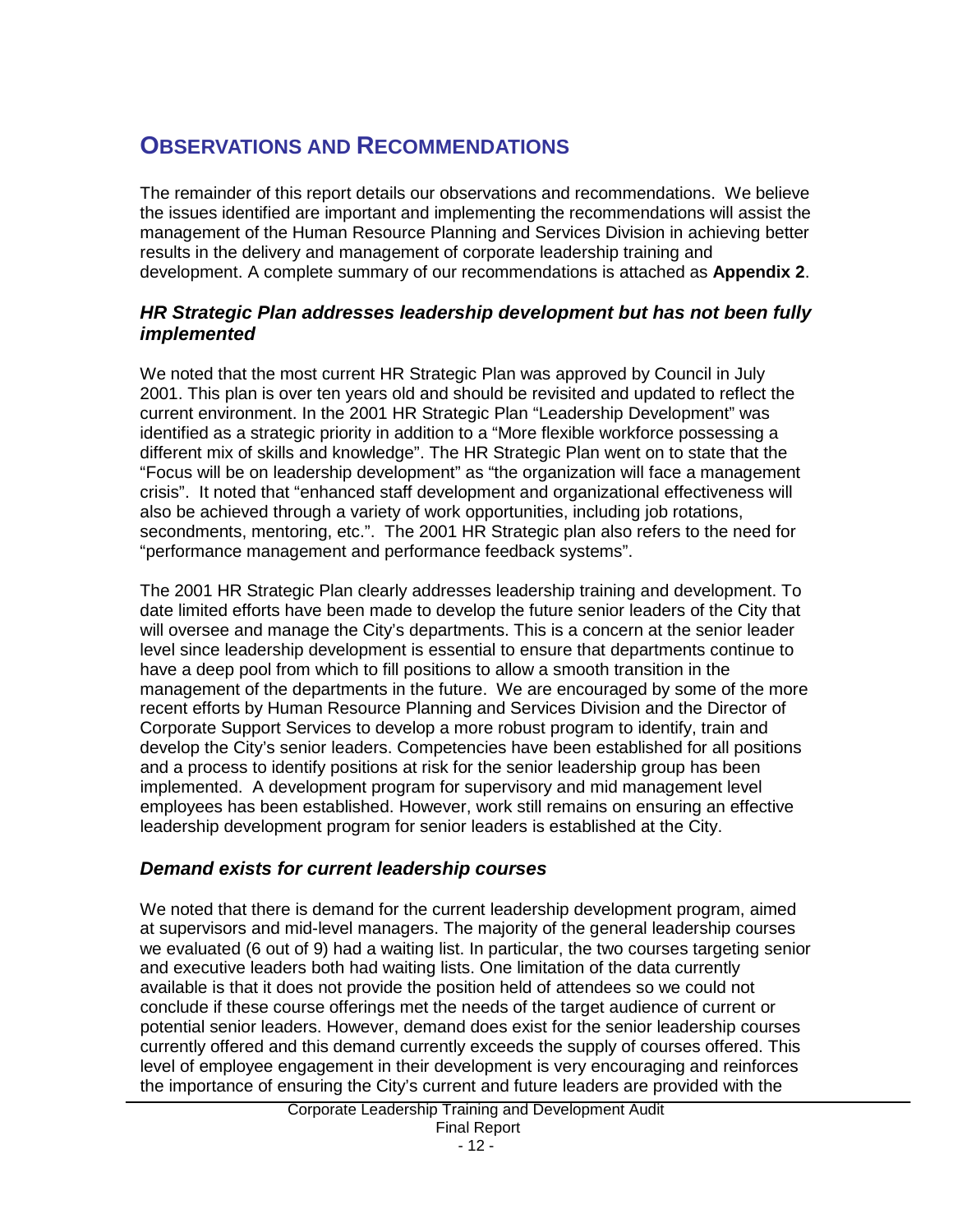# OBSERVATIONS AND RECOMMENDATIONS

The remainder of this report details our observations and recommendations. We believe the issues identified are important and implementing the recommendations will assist the management of the Human Resource Planning and Services Division in achieving better results in the delivery and management of corporate leadership training and development. A complete summary of our recommendations is attached as **Appendix 2**.

### *HR Strategic Plan addresses leadership development but has not been fully implemented*

We noted that the most current HR Strategic Plan was approved by Council in July 2001. This plan is over ten years old and should be revisited and updated to reflect the current environment. In the 2001 HR Strategic Plan "Leadership Development" was identified as a strategic priority in addition to a "More flexible workforce possessing a different mix of skills and knowledge". The HR Strategic Plan went on to state that the "Focus will be on leadership development" as "the organization will face a management crisis". It noted that "enhanced staff development and organizational effectiveness will also be achieved through a variety of work opportunities, including job rotations, secondments, mentoring, etc.". The 2001 HR Strategic plan also refers to the need for "performance management and performance feedback systems".

The 2001 HR Strategic Plan clearly addresses leadership training and development. To date limited efforts have been made to develop the future senior leaders of the City that will oversee and manage the City's departments. This is a concern at the senior leader level since leadership development is essential to ensure that departments continue to have a deep pool from which to fill positions to allow a smooth transition in the management of the departments in the future. We are encouraged by some of the more recent efforts by Human Resource Planning and Services Division and the Director of Corporate Support Services to develop a more robust program to identify, train and develop the City's senior leaders. Competencies have been established for all positions and a process to identify positions at risk for the senior leadership group has been implemented. A development program for supervisory and mid management level employees has been established. However, work still remains on ensuring an effective leadership development program for senior leaders is established at the City.

### *Demand exists for current leadership courses*

We noted that there is demand for the current leadership development program, aimed at supervisors and mid-level managers. The majority of the general leadership courses we evaluated (6 out of 9) had a waiting list. In particular, the two courses targeting senior and executive leaders both had waiting lists. One limitation of the data currently available is that it does not provide the position held of attendees so we could not conclude if these course offerings met the needs of the target audience of current or potential senior leaders. However, demand does exist for the senior leadership courses currently offered and this demand currently exceeds the supply of courses offered. This level of employee engagement in their development is very encouraging and reinforces the importance of ensuring the City's current and future leaders are provided with the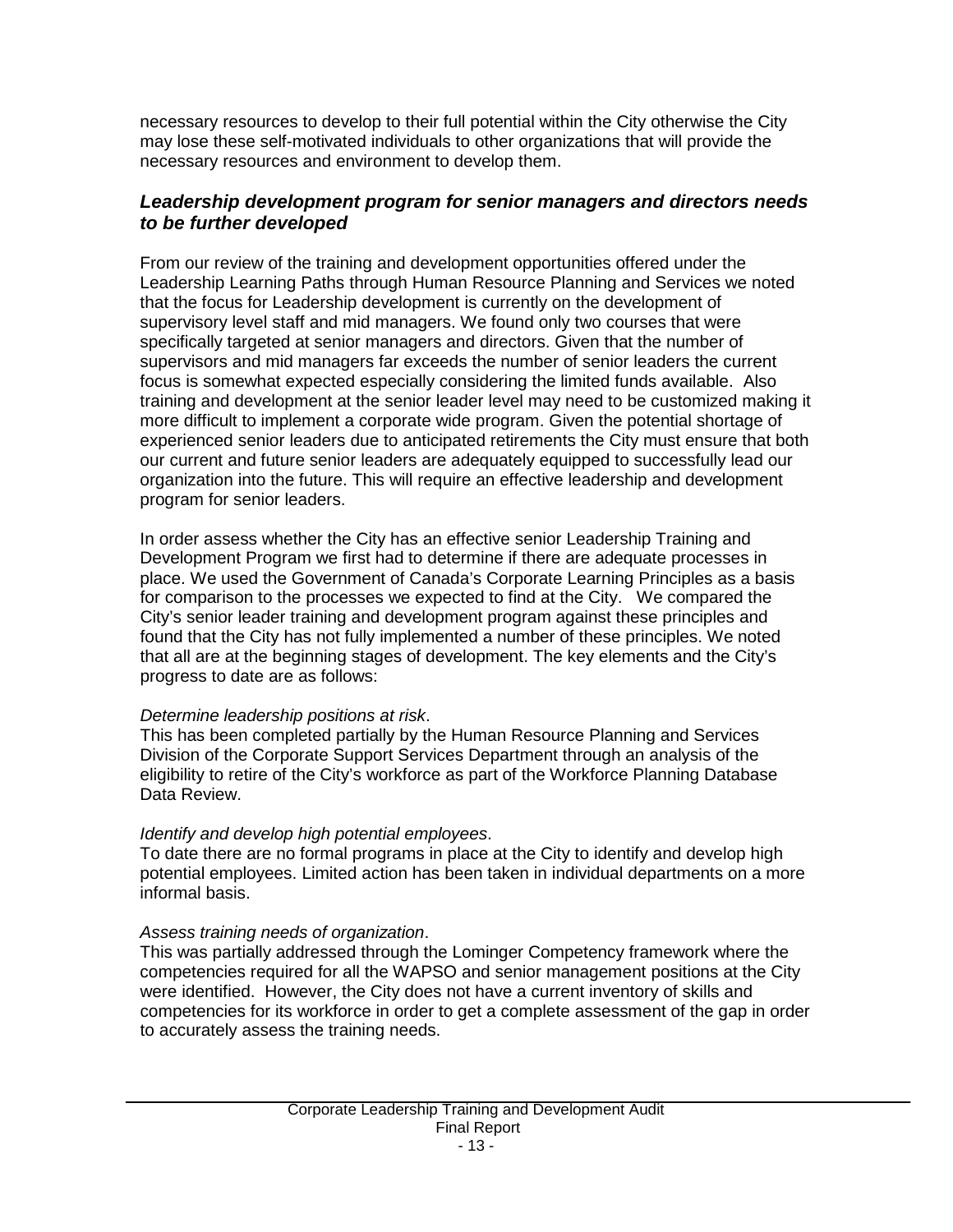necessary resources to develop to their full potential within the City otherwise the City may lose these self-motivated individuals to other organizations that will provide the necessary resources and environment to develop them.

### ***Leadership development program for senior managers and directors needs to be further developed***

From our review of the training and development opportunities offered under the Leadership Learning Paths through Human Resource Planning and Services we noted that the focus for Leadership development is currently on the development of supervisory level staff and mid managers. We found only two courses that were specifically targeted at senior managers and directors. Given that the number of supervisors and mid managers far exceeds the number of senior leaders the current focus is somewhat expected especially considering the limited funds available. Also training and development at the senior leader level may need to be customized making it more difficult to implement a corporate wide program. Given the potential shortage of experienced senior leaders due to anticipated retirements the City must ensure that both our current and future senior leaders are adequately equipped to successfully lead our organization into the future. This will require an effective leadership and development program for senior leaders.

In order assess whether the City has an effective senior Leadership Training and Development Program we first had to determine if there are adequate processes in place. We used the Government of Canada's Corporate Learning Principles as a basis for comparison to the processes we expected to find at the City. We compared the City's senior leader training and development program against these principles and found that the City has not fully implemented a number of these principles. We noted that all are at the beginning stages of development. The key elements and the City's progress to date are as follows:

*Determine leadership positions at risk*.
This has been completed partially by the Human Resource Planning and Services Division of the Corporate Support Services Department through an analysis of the eligibility to retire of the City's workforce as part of the Workforce Planning Database Data Review.

*Identify and develop high potential employees*.
To date there are no formal programs in place at the City to identify and develop high potential employees. Limited action has been taken in individual departments on a more informal basis.

*Assess training needs of organization*.
This was partially addressed through the Lominger Competency framework where the competencies required for all the WAPSO and senior management positions at the City were identified. However, the City does not have a current inventory of skills and competencies for its workforce in order to get a complete assessment of the gap in order to accurately assess the training needs.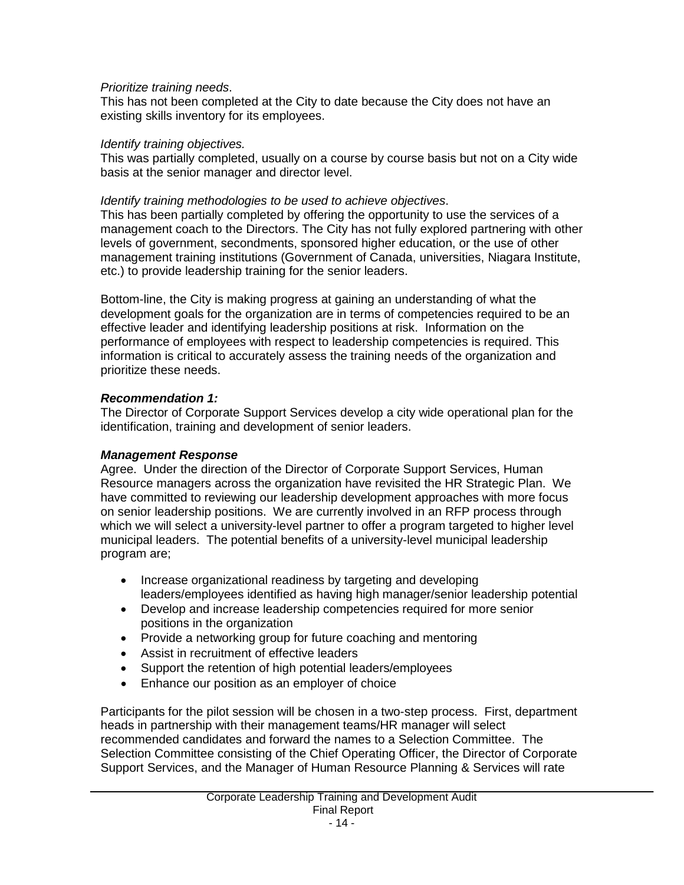*Prioritize training needs*.
This has not been completed at the City to date because the City does not have an existing skills inventory for its employees.

*Identify training objectives.*
This was partially completed, usually on a course by course basis but not on a City wide basis at the senior manager and director level.

*Identify training methodologies to be used to achieve objectives*.
This has been partially completed by offering the opportunity to use the services of a management coach to the Directors. The City has not fully explored partnering with other levels of government, secondments, sponsored higher education, or the use of other management training institutions (Government of Canada, universities, Niagara Institute, etc.) to provide leadership training for the senior leaders.

Bottom-line, the City is making progress at gaining an understanding of what the development goals for the organization are in terms of competencies required to be an effective leader and identifying leadership positions at risk. Information on the performance of employees with respect to leadership competencies is required. This information is critical to accurately assess the training needs of the organization and prioritize these needs.

***Recommendation 1:***
The Director of Corporate Support Services develop a city wide operational plan for the identification, training and development of senior leaders.

***Management Response***
Agree. Under the direction of the Director of Corporate Support Services, Human Resource managers across the organization have revisited the HR Strategic Plan. We have committed to reviewing our leadership development approaches with more focus on senior leadership positions. We are currently involved in an RFP process through which we will select a university-level partner to offer a program targeted to higher level municipal leaders. The potential benefits of a university-level municipal leadership program are;

- Increase organizational readiness by targeting and developing leaders/employees identified as having high manager/senior leadership potential
- Develop and increase leadership competencies required for more senior positions in the organization
- Provide a networking group for future coaching and mentoring
- Assist in recruitment of effective leaders
- Support the retention of high potential leaders/employees
- Enhance our position as an employer of choice

Participants for the pilot session will be chosen in a two-step process. First, department heads in partnership with their management teams/HR manager will select recommended candidates and forward the names to a Selection Committee. The Selection Committee consisting of the Chief Operating Officer, the Director of Corporate Support Services, and the Manager of Human Resource Planning & Services will rate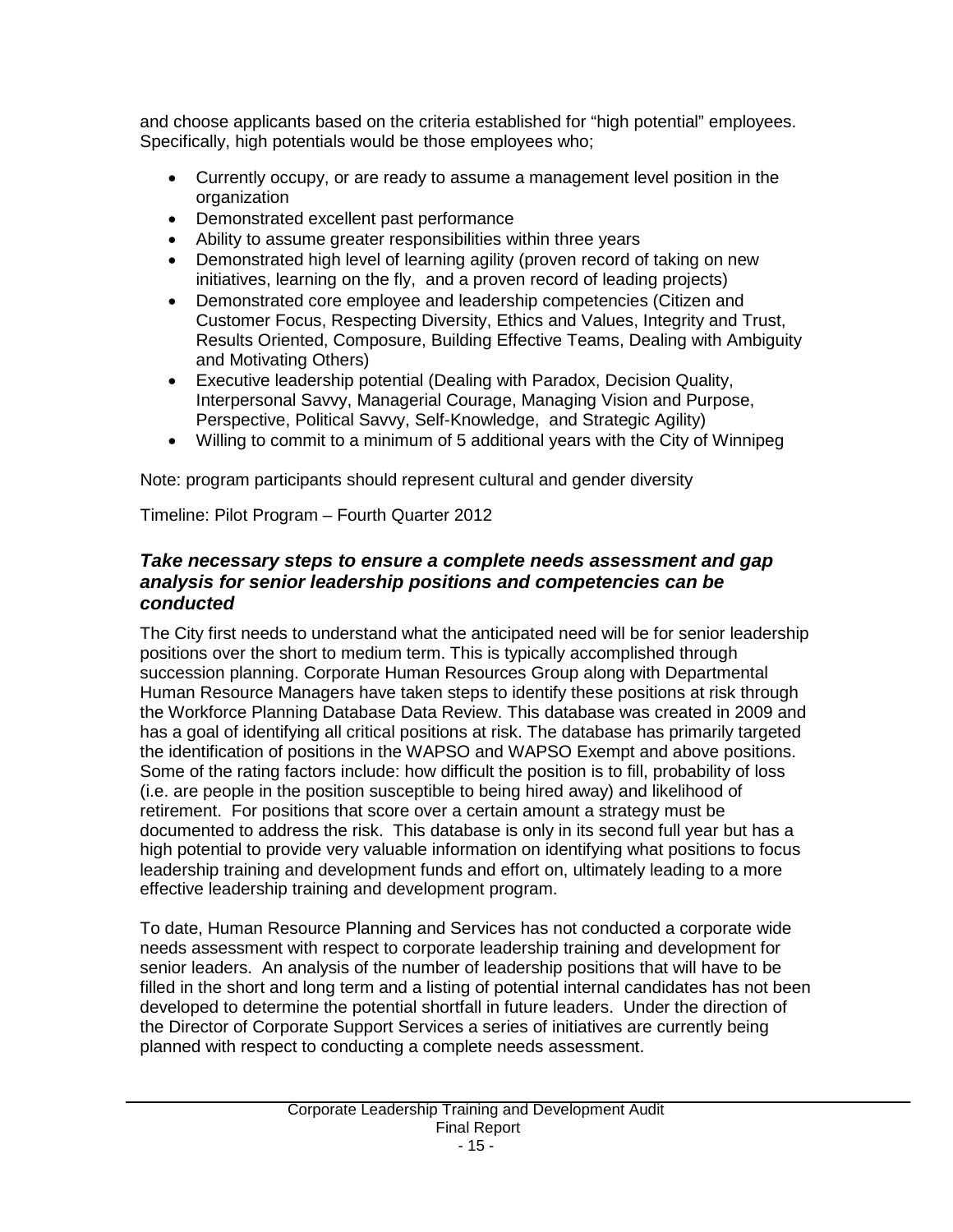and choose applicants based on the criteria established for "high potential" employees. Specifically, high potentials would be those employees who;

- Currently occupy, or are ready to assume a management level position in the organization
- Demonstrated excellent past performance
- Ability to assume greater responsibilities within three years
- Demonstrated high level of learning agility (proven record of taking on new initiatives, learning on the fly, and a proven record of leading projects)
- Demonstrated core employee and leadership competencies (Citizen and Customer Focus, Respecting Diversity, Ethics and Values, Integrity and Trust, Results Oriented, Composure, Building Effective Teams, Dealing with Ambiguity and Motivating Others)
- Executive leadership potential (Dealing with Paradox, Decision Quality, Interpersonal Savvy, Managerial Courage, Managing Vision and Purpose, Perspective, Political Savvy, Self-Knowledge, and Strategic Agility)
- Willing to commit to a minimum of 5 additional years with the City of Winnipeg

Note: program participants should represent cultural and gender diversity

Timeline: Pilot Program – Fourth Quarter 2012

### *Take necessary steps to ensure a complete needs assessment and gap analysis for senior leadership positions and competencies can be conducted*

The City first needs to understand what the anticipated need will be for senior leadership positions over the short to medium term. This is typically accomplished through succession planning. Corporate Human Resources Group along with Departmental Human Resource Managers have taken steps to identify these positions at risk through the Workforce Planning Database Data Review. This database was created in 2009 and has a goal of identifying all critical positions at risk. The database has primarily targeted the identification of positions in the WAPSO and WAPSO Exempt and above positions. Some of the rating factors include: how difficult the position is to fill, probability of loss (i.e. are people in the position susceptible to being hired away) and likelihood of retirement. For positions that score over a certain amount a strategy must be documented to address the risk. This database is only in its second full year but has a high potential to provide very valuable information on identifying what positions to focus leadership training and development funds and effort on, ultimately leading to a more effective leadership training and development program.

To date, Human Resource Planning and Services has not conducted a corporate wide needs assessment with respect to corporate leadership training and development for senior leaders. An analysis of the number of leadership positions that will have to be filled in the short and long term and a listing of potential internal candidates has not been developed to determine the potential shortfall in future leaders. Under the direction of the Director of Corporate Support Services a series of initiatives are currently being planned with respect to conducting a complete needs assessment.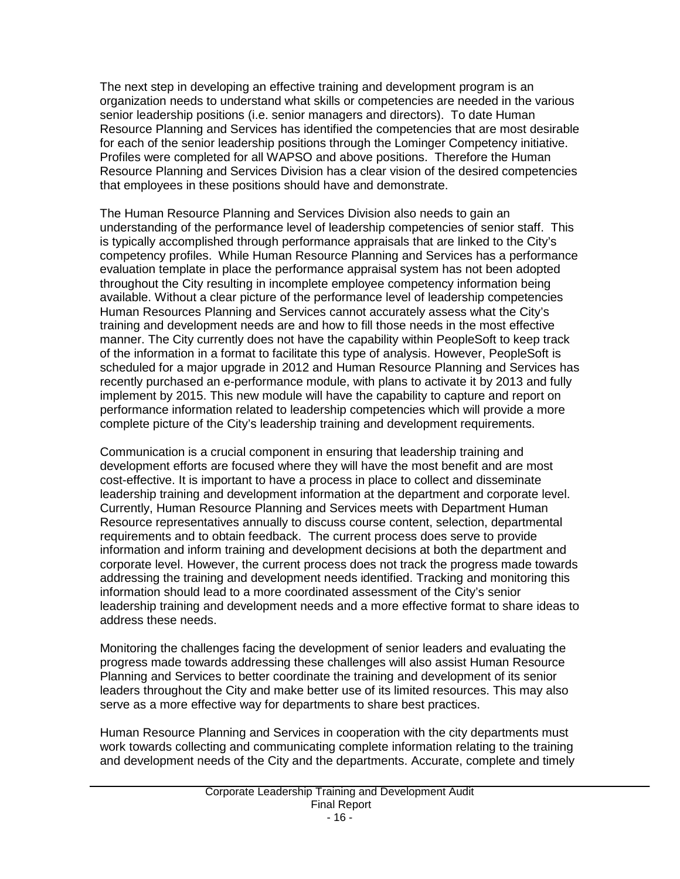The next step in developing an effective training and development program is an organization needs to understand what skills or competencies are needed in the various senior leadership positions (i.e. senior managers and directors). To date Human Resource Planning and Services has identified the competencies that are most desirable for each of the senior leadership positions through the Lominger Competency initiative. Profiles were completed for all WAPSO and above positions. Therefore the Human Resource Planning and Services Division has a clear vision of the desired competencies that employees in these positions should have and demonstrate.

The Human Resource Planning and Services Division also needs to gain an understanding of the performance level of leadership competencies of senior staff. This is typically accomplished through performance appraisals that are linked to the City's competency profiles. While Human Resource Planning and Services has a performance evaluation template in place the performance appraisal system has not been adopted throughout the City resulting in incomplete employee competency information being available. Without a clear picture of the performance level of leadership competencies Human Resources Planning and Services cannot accurately assess what the City's training and development needs are and how to fill those needs in the most effective manner. The City currently does not have the capability within PeopleSoft to keep track of the information in a format to facilitate this type of analysis. However, PeopleSoft is scheduled for a major upgrade in 2012 and Human Resource Planning and Services has recently purchased an e-performance module, with plans to activate it by 2013 and fully implement by 2015. This new module will have the capability to capture and report on performance information related to leadership competencies which will provide a more complete picture of the City's leadership training and development requirements.

Communication is a crucial component in ensuring that leadership training and development efforts are focused where they will have the most benefit and are most cost-effective. It is important to have a process in place to collect and disseminate leadership training and development information at the department and corporate level. Currently, Human Resource Planning and Services meets with Department Human Resource representatives annually to discuss course content, selection, departmental requirements and to obtain feedback. The current process does serve to provide information and inform training and development decisions at both the department and corporate level. However, the current process does not track the progress made towards addressing the training and development needs identified. Tracking and monitoring this information should lead to a more coordinated assessment of the City's senior leadership training and development needs and a more effective format to share ideas to address these needs.

Monitoring the challenges facing the development of senior leaders and evaluating the progress made towards addressing these challenges will also assist Human Resource Planning and Services to better coordinate the training and development of its senior leaders throughout the City and make better use of its limited resources. This may also serve as a more effective way for departments to share best practices.

Human Resource Planning and Services in cooperation with the city departments must work towards collecting and communicating complete information relating to the training and development needs of the City and the departments. Accurate, complete and timely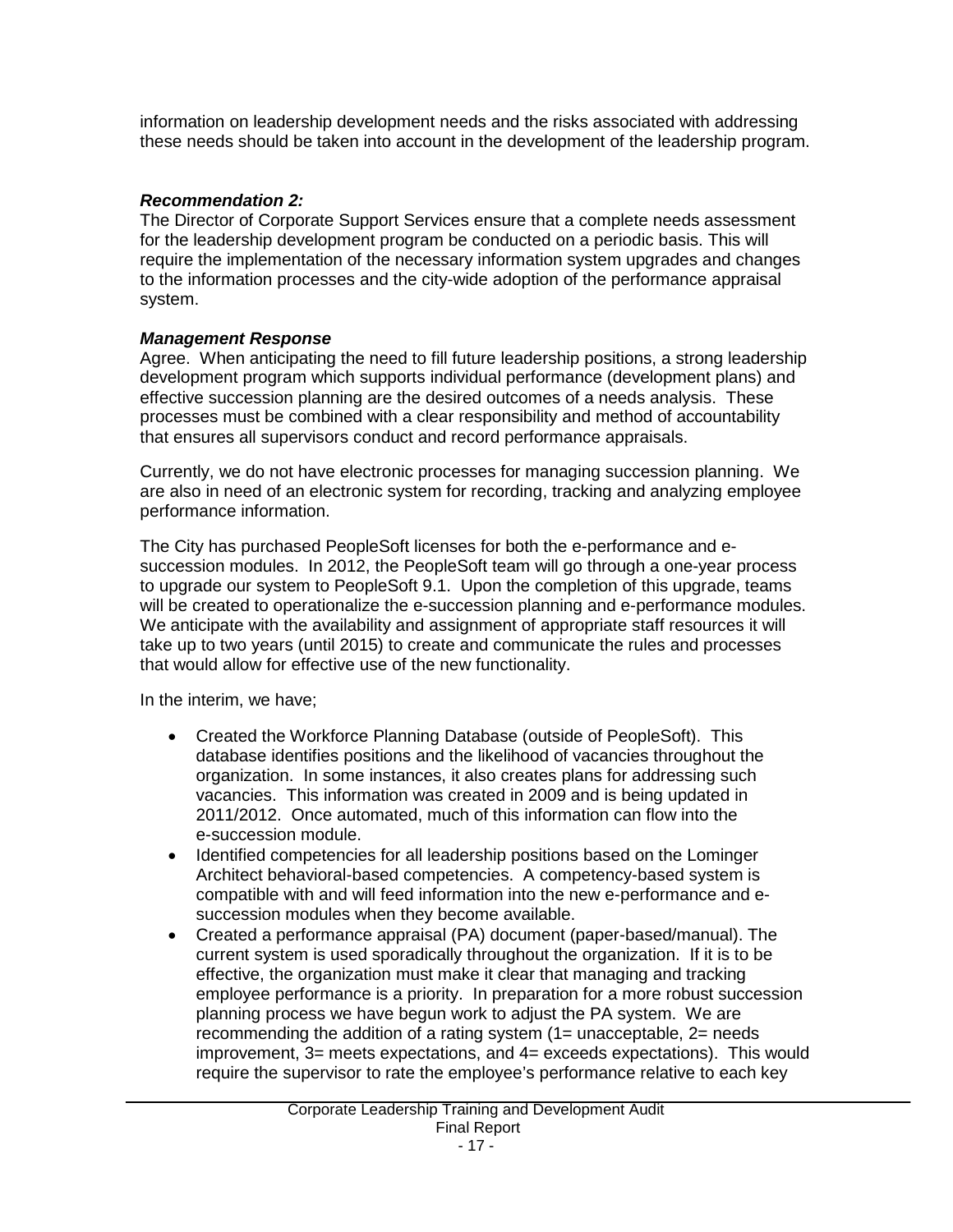information on leadership development needs and the risks associated with addressing these needs should be taken into account in the development of the leadership program.

***Recommendation 2:***
The Director of Corporate Support Services ensure that a complete needs assessment for the leadership development program be conducted on a periodic basis. This will require the implementation of the necessary information system upgrades and changes to the information processes and the city-wide adoption of the performance appraisal system.

***Management Response***
Agree. When anticipating the need to fill future leadership positions, a strong leadership development program which supports individual performance (development plans) and effective succession planning are the desired outcomes of a needs analysis. These processes must be combined with a clear responsibility and method of accountability that ensures all supervisors conduct and record performance appraisals.

Currently, we do not have electronic processes for managing succession planning. We are also in need of an electronic system for recording, tracking and analyzing employee performance information.

The City has purchased PeopleSoft licenses for both the e-performance and e-succession modules. In 2012, the PeopleSoft team will go through a one-year process to upgrade our system to PeopleSoft 9.1. Upon the completion of this upgrade, teams will be created to operationalize the e-succession planning and e-performance modules. We anticipate with the availability and assignment of appropriate staff resources it will take up to two years (until 2015) to create and communicate the rules and processes that would allow for effective use of the new functionality.

In the interim, we have;

- Created the Workforce Planning Database (outside of PeopleSoft). This database identifies positions and the likelihood of vacancies throughout the organization. In some instances, it also creates plans for addressing such vacancies. This information was created in 2009 and is being updated in 2011/2012. Once automated, much of this information can flow into the e-succession module.
- Identified competencies for all leadership positions based on the Lominger Architect behavioral-based competencies. A competency-based system is compatible with and will feed information into the new e-performance and e-succession modules when they become available.
- Created a performance appraisal (PA) document (paper-based/manual). The current system is used sporadically throughout the organization. If it is to be effective, the organization must make it clear that managing and tracking employee performance is a priority. In preparation for a more robust succession planning process we have begun work to adjust the PA system. We are recommending the addition of a rating system (1= unacceptable, 2= needs improvement, 3= meets expectations, and 4= exceeds expectations). This would require the supervisor to rate the employee's performance relative to each key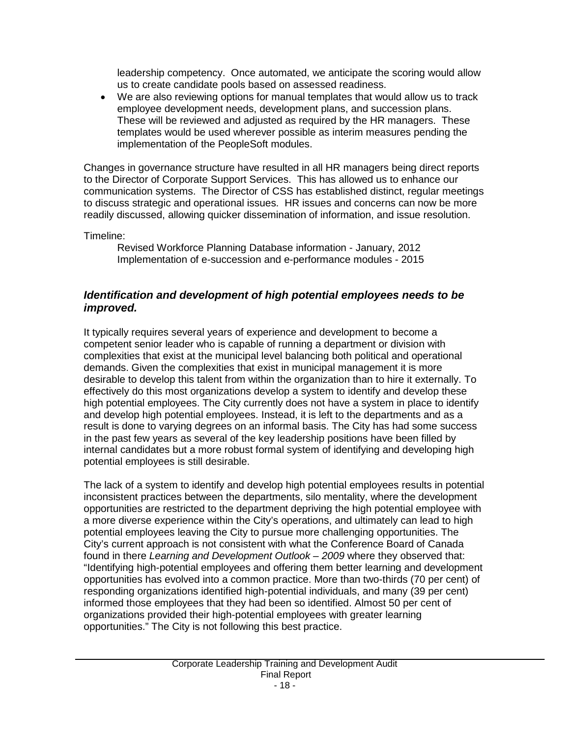leadership competency. Once automated, we anticipate the scoring would allow us to create candidate pools based on assessed readiness.

- We are also reviewing options for manual templates that would allow us to track employee development needs, development plans, and succession plans. These will be reviewed and adjusted as required by the HR managers. These templates would be used wherever possible as interim measures pending the implementation of the PeopleSoft modules.

Changes in governance structure have resulted in all HR managers being direct reports to the Director of Corporate Support Services. This has allowed us to enhance our communication systems. The Director of CSS has established distinct, regular meetings to discuss strategic and operational issues. HR issues and concerns can now be more readily discussed, allowing quicker dissemination of information, and issue resolution.

Timeline:

Revised Workforce Planning Database information - January, 2012
Implementation of e-succession and e-performance modules - 2015

### *Identification and development of high potential employees needs to be improved.*

It typically requires several years of experience and development to become a competent senior leader who is capable of running a department or division with complexities that exist at the municipal level balancing both political and operational demands. Given the complexities that exist in municipal management it is more desirable to develop this talent from within the organization than to hire it externally. To effectively do this most organizations develop a system to identify and develop these high potential employees. The City currently does not have a system in place to identify and develop high potential employees. Instead, it is left to the departments and as a result is done to varying degrees on an informal basis. The City has had some success in the past few years as several of the key leadership positions have been filled by internal candidates but a more robust formal system of identifying and developing high potential employees is still desirable.

The lack of a system to identify and develop high potential employees results in potential inconsistent practices between the departments, silo mentality, where the development opportunities are restricted to the department depriving the high potential employee with a more diverse experience within the City's operations, and ultimately can lead to high potential employees leaving the City to pursue more challenging opportunities. The City's current approach is not consistent with what the Conference Board of Canada found in there *Learning and Development Outlook – 2009* where they observed that: "Identifying high-potential employees and offering them better learning and development opportunities has evolved into a common practice. More than two-thirds (70 per cent) of responding organizations identified high-potential individuals, and many (39 per cent) informed those employees that they had been so identified. Almost 50 per cent of organizations provided their high-potential employees with greater learning opportunities." The City is not following this best practice.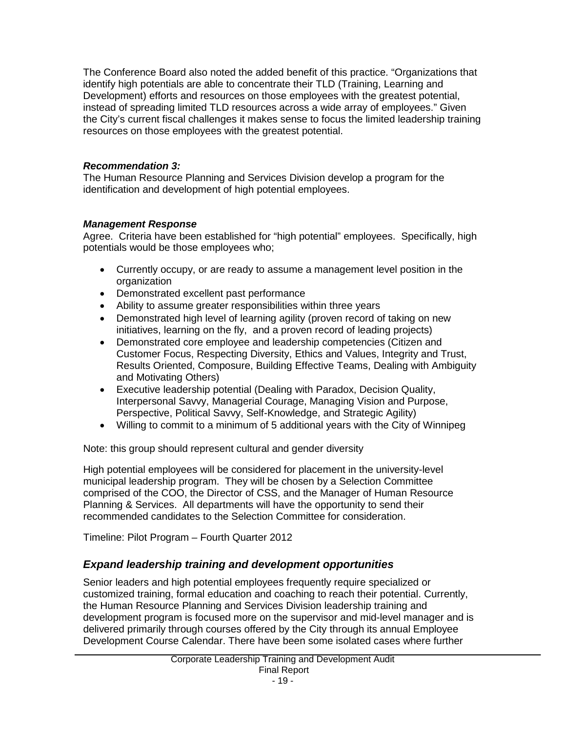The Conference Board also noted the added benefit of this practice. "Organizations that identify high potentials are able to concentrate their TLD (Training, Learning and Development) efforts and resources on those employees with the greatest potential, instead of spreading limited TLD resources across a wide array of employees." Given the City's current fiscal challenges it makes sense to focus the limited leadership training resources on those employees with the greatest potential.

***Recommendation 3:***
The Human Resource Planning and Services Division develop a program for the identification and development of high potential employees.

***Management Response***
Agree. Criteria have been established for "high potential" employees. Specifically, high potentials would be those employees who;

- Currently occupy, or are ready to assume a management level position in the organization
- Demonstrated excellent past performance
- Ability to assume greater responsibilities within three years
- Demonstrated high level of learning agility (proven record of taking on new initiatives, learning on the fly, and a proven record of leading projects)
- Demonstrated core employee and leadership competencies (Citizen and Customer Focus, Respecting Diversity, Ethics and Values, Integrity and Trust, Results Oriented, Composure, Building Effective Teams, Dealing with Ambiguity and Motivating Others)
- Executive leadership potential (Dealing with Paradox, Decision Quality, Interpersonal Savvy, Managerial Courage, Managing Vision and Purpose, Perspective, Political Savvy, Self-Knowledge, and Strategic Agility)
- Willing to commit to a minimum of 5 additional years with the City of Winnipeg

Note: this group should represent cultural and gender diversity

High potential employees will be considered for placement in the university-level municipal leadership program. They will be chosen by a Selection Committee comprised of the COO, the Director of CSS, and the Manager of Human Resource Planning & Services. All departments will have the opportunity to send their recommended candidates to the Selection Committee for consideration.

Timeline: Pilot Program – Fourth Quarter 2012

## *Expand leadership training and development opportunities*

Senior leaders and high potential employees frequently require specialized or customized training, formal education and coaching to reach their potential. Currently, the Human Resource Planning and Services Division leadership training and development program is focused more on the supervisor and mid-level manager and is delivered primarily through courses offered by the City through its annual Employee Development Course Calendar. There have been some isolated cases where further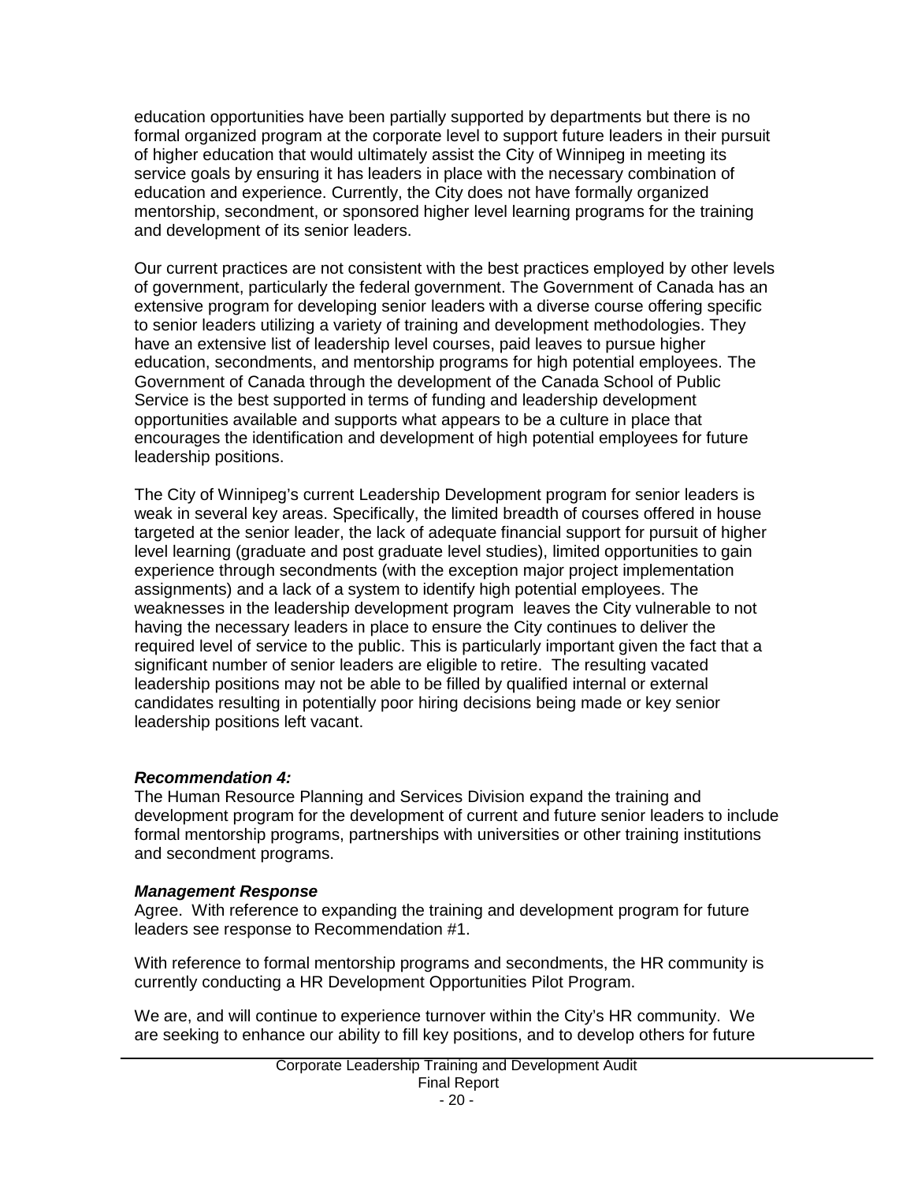education opportunities have been partially supported by departments but there is no formal organized program at the corporate level to support future leaders in their pursuit of higher education that would ultimately assist the City of Winnipeg in meeting its service goals by ensuring it has leaders in place with the necessary combination of education and experience. Currently, the City does not have formally organized mentorship, secondment, or sponsored higher level learning programs for the training and development of its senior leaders.

Our current practices are not consistent with the best practices employed by other levels of government, particularly the federal government. The Government of Canada has an extensive program for developing senior leaders with a diverse course offering specific to senior leaders utilizing a variety of training and development methodologies. They have an extensive list of leadership level courses, paid leaves to pursue higher education, secondments, and mentorship programs for high potential employees. The Government of Canada through the development of the Canada School of Public Service is the best supported in terms of funding and leadership development opportunities available and supports what appears to be a culture in place that encourages the identification and development of high potential employees for future leadership positions.

The City of Winnipeg's current Leadership Development program for senior leaders is weak in several key areas. Specifically, the limited breadth of courses offered in house targeted at the senior leader, the lack of adequate financial support for pursuit of higher level learning (graduate and post graduate level studies), limited opportunities to gain experience through secondments (with the exception major project implementation assignments) and a lack of a system to identify high potential employees. The weaknesses in the leadership development program leaves the City vulnerable to not having the necessary leaders in place to ensure the City continues to deliver the required level of service to the public. This is particularly important given the fact that a significant number of senior leaders are eligible to retire. The resulting vacated leadership positions may not be able to be filled by qualified internal or external candidates resulting in potentially poor hiring decisions being made or key senior leadership positions left vacant.

***Recommendation 4:***

The Human Resource Planning and Services Division expand the training and development program for the development of current and future senior leaders to include formal mentorship programs, partnerships with universities or other training institutions and secondment programs.

***Management Response***

Agree. With reference to expanding the training and development program for future leaders see response to Recommendation #1.

With reference to formal mentorship programs and secondments, the HR community is currently conducting a HR Development Opportunities Pilot Program.

We are, and will continue to experience turnover within the City's HR community. We are seeking to enhance our ability to fill key positions, and to develop others for future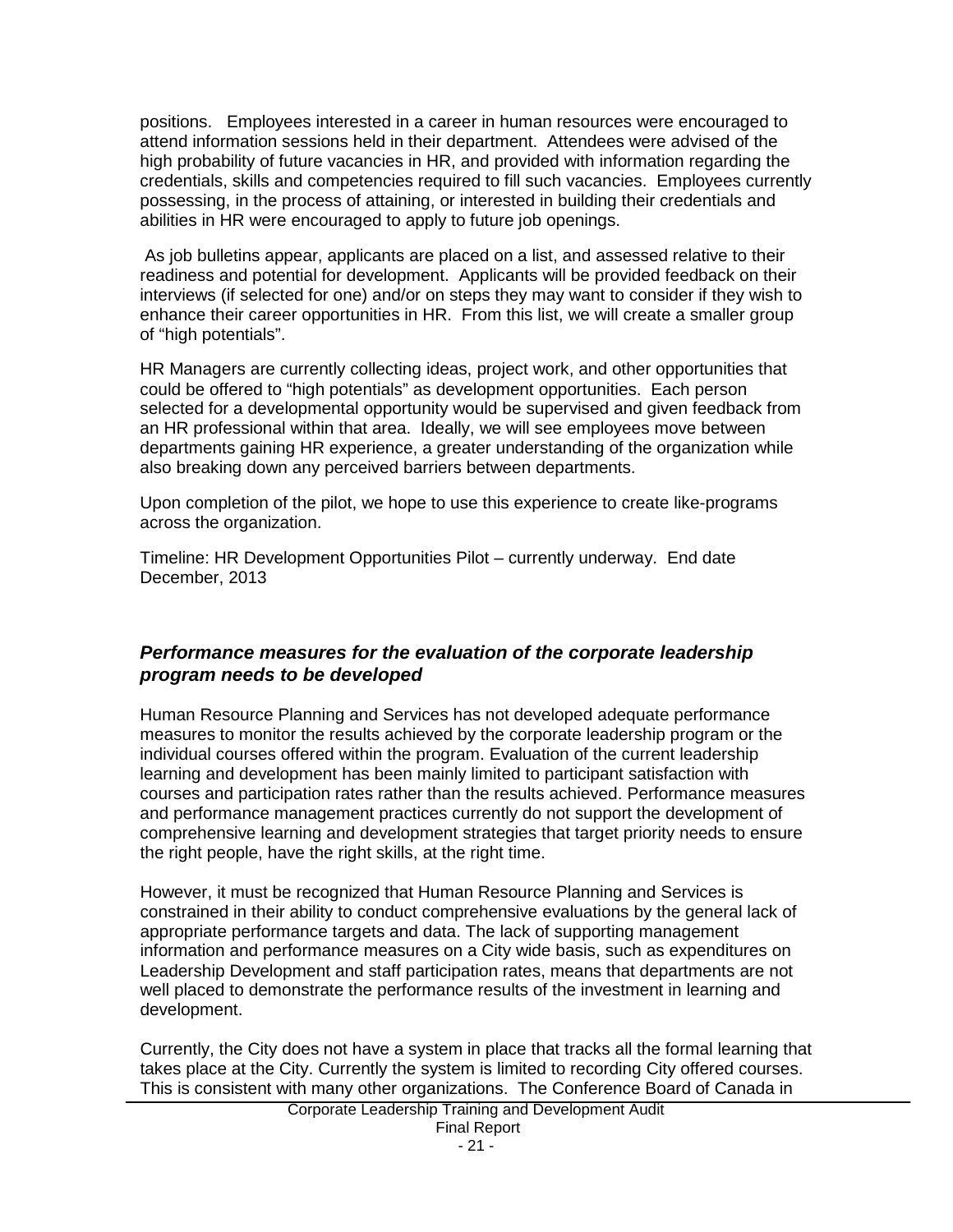positions. Employees interested in a career in human resources were encouraged to attend information sessions held in their department. Attendees were advised of the high probability of future vacancies in HR, and provided with information regarding the credentials, skills and competencies required to fill such vacancies. Employees currently possessing, in the process of attaining, or interested in building their credentials and abilities in HR were encouraged to apply to future job openings.

As job bulletins appear, applicants are placed on a list, and assessed relative to their readiness and potential for development. Applicants will be provided feedback on their interviews (if selected for one) and/or on steps they may want to consider if they wish to enhance their career opportunities in HR. From this list, we will create a smaller group of "high potentials".

HR Managers are currently collecting ideas, project work, and other opportunities that could be offered to "high potentials" as development opportunities. Each person selected for a developmental opportunity would be supervised and given feedback from an HR professional within that area. Ideally, we will see employees move between departments gaining HR experience, a greater understanding of the organization while also breaking down any perceived barriers between departments.

Upon completion of the pilot, we hope to use this experience to create like-programs across the organization.

Timeline: HR Development Opportunities Pilot – currently underway. End date December, 2013

### ***Performance measures for the evaluation of the corporate leadership program needs to be developed***

Human Resource Planning and Services has not developed adequate performance measures to monitor the results achieved by the corporate leadership program or the individual courses offered within the program. Evaluation of the current leadership learning and development has been mainly limited to participant satisfaction with courses and participation rates rather than the results achieved. Performance measures and performance management practices currently do not support the development of comprehensive learning and development strategies that target priority needs to ensure the right people, have the right skills, at the right time.

However, it must be recognized that Human Resource Planning and Services is constrained in their ability to conduct comprehensive evaluations by the general lack of appropriate performance targets and data. The lack of supporting management information and performance measures on a City wide basis, such as expenditures on Leadership Development and staff participation rates, means that departments are not well placed to demonstrate the performance results of the investment in learning and development.

Currently, the City does not have a system in place that tracks all the formal learning that takes place at the City. Currently the system is limited to recording City offered courses. This is consistent with many other organizations. The Conference Board of Canada in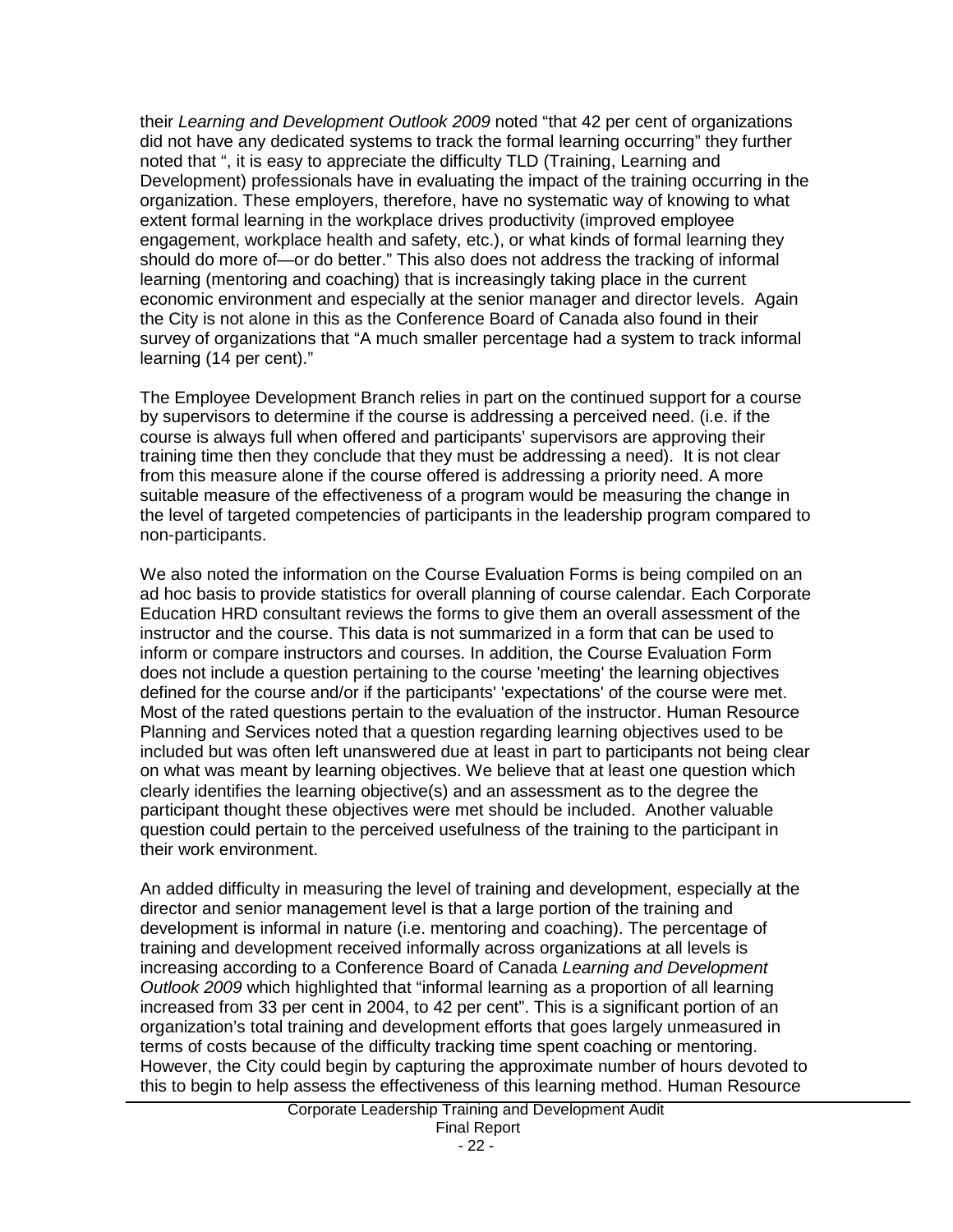their *Learning and Development Outlook 2009* noted "that 42 per cent of organizations did not have any dedicated systems to track the formal learning occurring" they further noted that ", it is easy to appreciate the difficulty TLD (Training, Learning and Development) professionals have in evaluating the impact of the training occurring in the organization. These employers, therefore, have no systematic way of knowing to what extent formal learning in the workplace drives productivity (improved employee engagement, workplace health and safety, etc.), or what kinds of formal learning they should do more of—or do better." This also does not address the tracking of informal learning (mentoring and coaching) that is increasingly taking place in the current economic environment and especially at the senior manager and director levels. Again the City is not alone in this as the Conference Board of Canada also found in their survey of organizations that "A much smaller percentage had a system to track informal learning (14 per cent)."

The Employee Development Branch relies in part on the continued support for a course by supervisors to determine if the course is addressing a perceived need. (i.e. if the course is always full when offered and participants' supervisors are approving their training time then they conclude that they must be addressing a need). It is not clear from this measure alone if the course offered is addressing a priority need. A more suitable measure of the effectiveness of a program would be measuring the change in the level of targeted competencies of participants in the leadership program compared to non-participants.

We also noted the information on the Course Evaluation Forms is being compiled on an ad hoc basis to provide statistics for overall planning of course calendar. Each Corporate Education HRD consultant reviews the forms to give them an overall assessment of the instructor and the course. This data is not summarized in a form that can be used to inform or compare instructors and courses. In addition, the Course Evaluation Form does not include a question pertaining to the course 'meeting' the learning objectives defined for the course and/or if the participants' 'expectations' of the course were met. Most of the rated questions pertain to the evaluation of the instructor. Human Resource Planning and Services noted that a question regarding learning objectives used to be included but was often left unanswered due at least in part to participants not being clear on what was meant by learning objectives. We believe that at least one question which clearly identifies the learning objective(s) and an assessment as to the degree the participant thought these objectives were met should be included. Another valuable question could pertain to the perceived usefulness of the training to the participant in their work environment.

An added difficulty in measuring the level of training and development, especially at the director and senior management level is that a large portion of the training and development is informal in nature (i.e. mentoring and coaching). The percentage of training and development received informally across organizations at all levels is increasing according to a Conference Board of Canada *Learning and Development Outlook 2009* which highlighted that "informal learning as a proportion of all learning increased from 33 per cent in 2004, to 42 per cent". This is a significant portion of an organization's total training and development efforts that goes largely unmeasured in terms of costs because of the difficulty tracking time spent coaching or mentoring. However, the City could begin by capturing the approximate number of hours devoted to this to begin to help assess the effectiveness of this learning method. Human Resource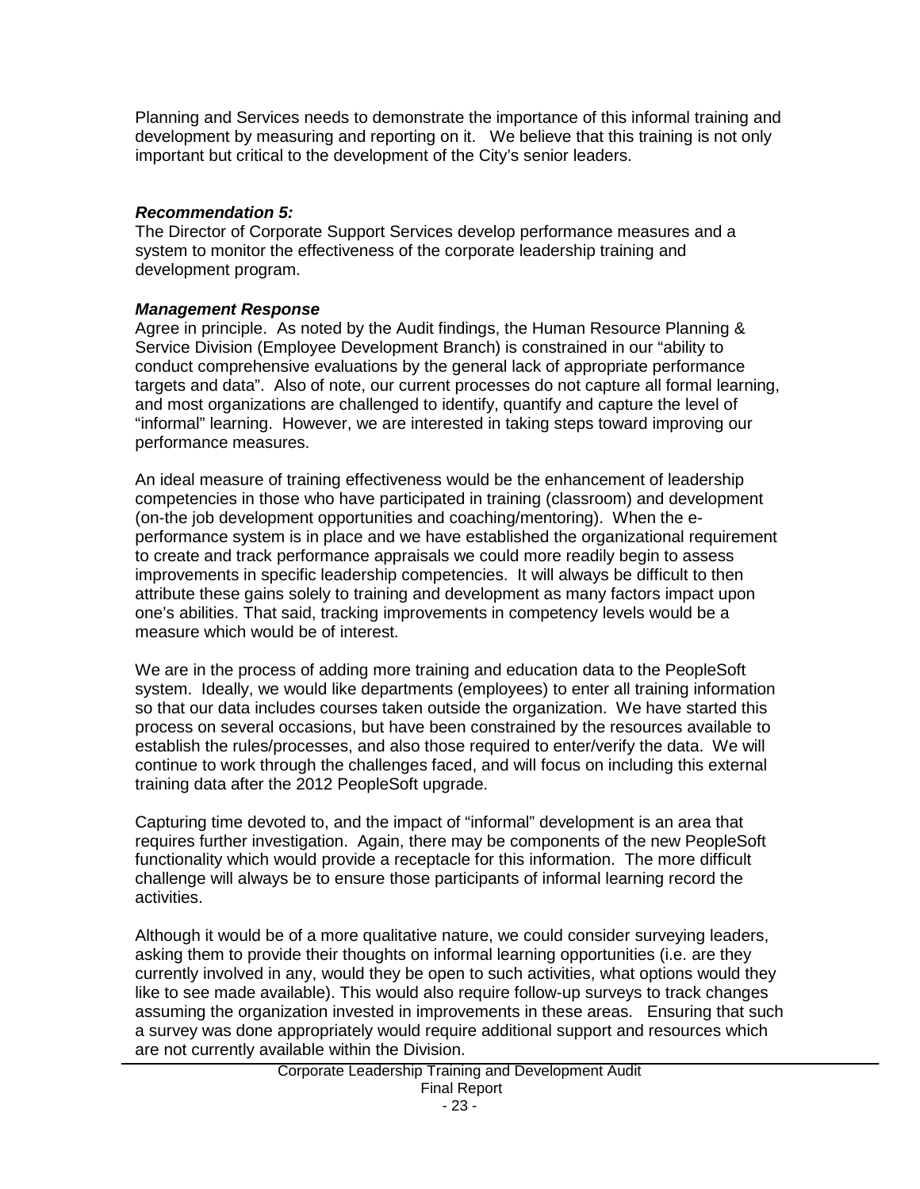Planning and Services needs to demonstrate the importance of this informal training and development by measuring and reporting on it. We believe that this training is not only important but critical to the development of the City's senior leaders.

***Recommendation 5:***

The Director of Corporate Support Services develop performance measures and a system to monitor the effectiveness of the corporate leadership training and development program.

***Management Response***

Agree in principle. As noted by the Audit findings, the Human Resource Planning & Service Division (Employee Development Branch) is constrained in our "ability to conduct comprehensive evaluations by the general lack of appropriate performance targets and data". Also of note, our current processes do not capture all formal learning, and most organizations are challenged to identify, quantify and capture the level of "informal" learning. However, we are interested in taking steps toward improving our performance measures.

An ideal measure of training effectiveness would be the enhancement of leadership competencies in those who have participated in training (classroom) and development (on-the job development opportunities and coaching/mentoring). When the e-performance system is in place and we have established the organizational requirement to create and track performance appraisals we could more readily begin to assess improvements in specific leadership competencies. It will always be difficult to then attribute these gains solely to training and development as many factors impact upon one's abilities. That said, tracking improvements in competency levels would be a measure which would be of interest.

We are in the process of adding more training and education data to the PeopleSoft system. Ideally, we would like departments (employees) to enter all training information so that our data includes courses taken outside the organization. We have started this process on several occasions, but have been constrained by the resources available to establish the rules/processes, and also those required to enter/verify the data. We will continue to work through the challenges faced, and will focus on including this external training data after the 2012 PeopleSoft upgrade.

Capturing time devoted to, and the impact of "informal" development is an area that requires further investigation. Again, there may be components of the new PeopleSoft functionality which would provide a receptacle for this information. The more difficult challenge will always be to ensure those participants of informal learning record the activities.

Although it would be of a more qualitative nature, we could consider surveying leaders, asking them to provide their thoughts on informal learning opportunities (i.e. are they currently involved in any, would they be open to such activities, what options would they like to see made available). This would also require follow-up surveys to track changes assuming the organization invested in improvements in these areas. Ensuring that such a survey was done appropriately would require additional support and resources which are not currently available within the Division.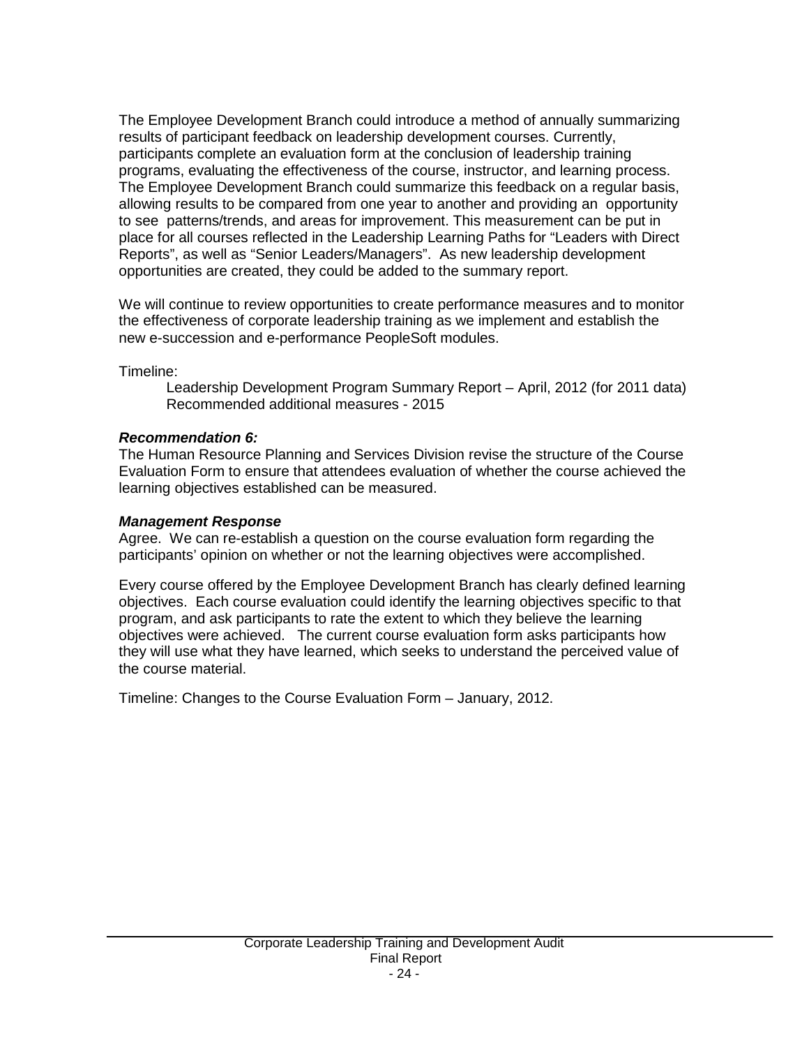The Employee Development Branch could introduce a method of annually summarizing results of participant feedback on leadership development courses. Currently, participants complete an evaluation form at the conclusion of leadership training programs, evaluating the effectiveness of the course, instructor, and learning process. The Employee Development Branch could summarize this feedback on a regular basis, allowing results to be compared from one year to another and providing an opportunity to see patterns/trends, and areas for improvement. This measurement can be put in place for all courses reflected in the Leadership Learning Paths for "Leaders with Direct Reports", as well as "Senior Leaders/Managers". As new leadership development opportunities are created, they could be added to the summary report.

We will continue to review opportunities to create performance measures and to monitor the effectiveness of corporate leadership training as we implement and establish the new e-succession and e-performance PeopleSoft modules.

Timeline:

Leadership Development Program Summary Report – April, 2012 (for 2011 data)
Recommended additional measures - 2015

***Recommendation 6:***

The Human Resource Planning and Services Division revise the structure of the Course Evaluation Form to ensure that attendees evaluation of whether the course achieved the learning objectives established can be measured.

***Management Response***

Agree. We can re-establish a question on the course evaluation form regarding the participants' opinion on whether or not the learning objectives were accomplished.

Every course offered by the Employee Development Branch has clearly defined learning objectives. Each course evaluation could identify the learning objectives specific to that program, and ask participants to rate the extent to which they believe the learning objectives were achieved. The current course evaluation form asks participants how they will use what they have learned, which seeks to understand the perceived value of the course material.

Timeline: Changes to the Course Evaluation Form – January, 2012.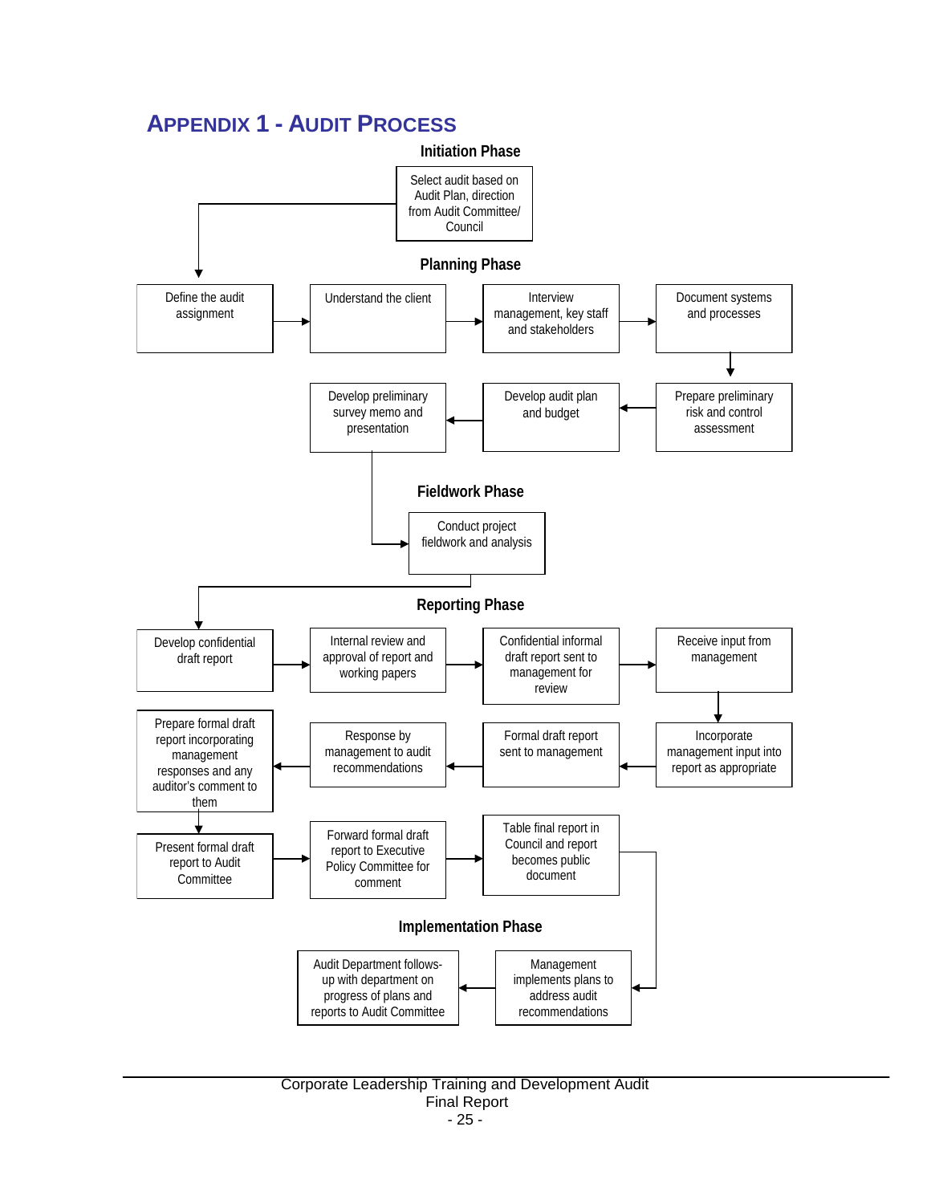# APPENDIX 1 - AUDIT PROCESS

### Initiation Phase

Select audit based on Audit Plan, direction from Audit Committee/ Council

### Planning Phase

Define the audit assignment → Understand the client → Interview management, key staff and stakeholders → Document systems and processes

↓

Prepare preliminary risk and control assessment → Develop audit plan and budget → Develop preliminary survey memo and presentation

### Fieldwork Phase

Conduct project fieldwork and analysis

### Reporting Phase

Develop confidential draft report → Internal review and approval of report and working papers → Confidential informal draft report sent to management for review → Receive input from management

↓

Incorporate management input into report as appropriate → Formal draft report sent to management → Response by management to audit recommendations → Prepare formal draft report incorporating management responses and any auditor's comment to them

↓

Present formal draft report to Audit Committee → Forward formal draft report to Executive Policy Committee for comment → Table final report in Council and report becomes public document

### Implementation Phase

Management implements plans to address audit recommendations → Audit Department follows-up with department on progress of plans and reports to Audit Committee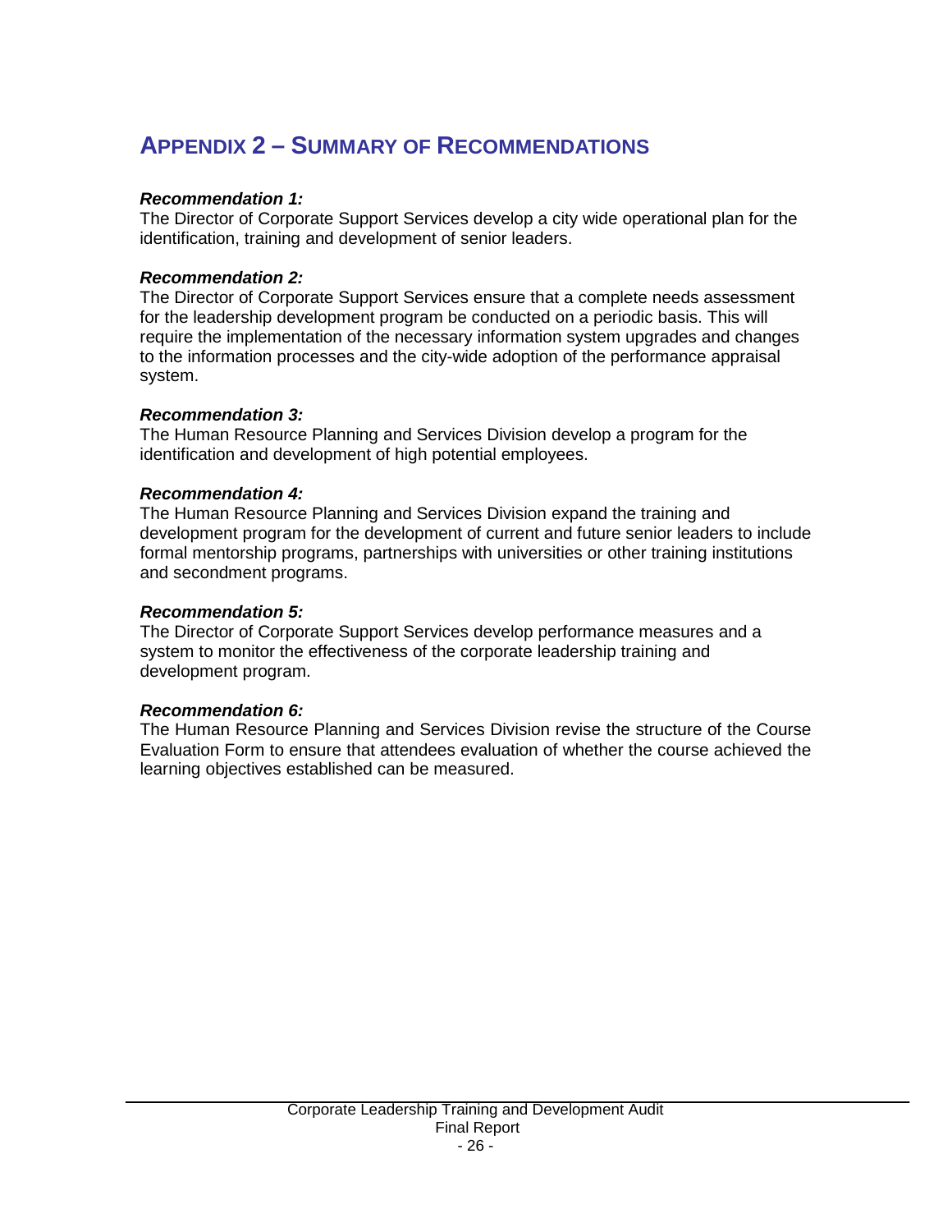# Appendix 2 – Summary of Recommendations

***Recommendation 1:***
The Director of Corporate Support Services develop a city wide operational plan for the identification, training and development of senior leaders.

***Recommendation 2:***
The Director of Corporate Support Services ensure that a complete needs assessment for the leadership development program be conducted on a periodic basis. This will require the implementation of the necessary information system upgrades and changes to the information processes and the city-wide adoption of the performance appraisal system.

***Recommendation 3:***
The Human Resource Planning and Services Division develop a program for the identification and development of high potential employees.

***Recommendation 4:***
The Human Resource Planning and Services Division expand the training and development program for the development of current and future senior leaders to include formal mentorship programs, partnerships with universities or other training institutions and secondment programs.

***Recommendation 5:***
The Director of Corporate Support Services develop performance measures and a system to monitor the effectiveness of the corporate leadership training and development program.

***Recommendation 6:***
The Human Resource Planning and Services Division revise the structure of the Course Evaluation Form to ensure that attendees evaluation of whether the course achieved the learning objectives established can be measured.